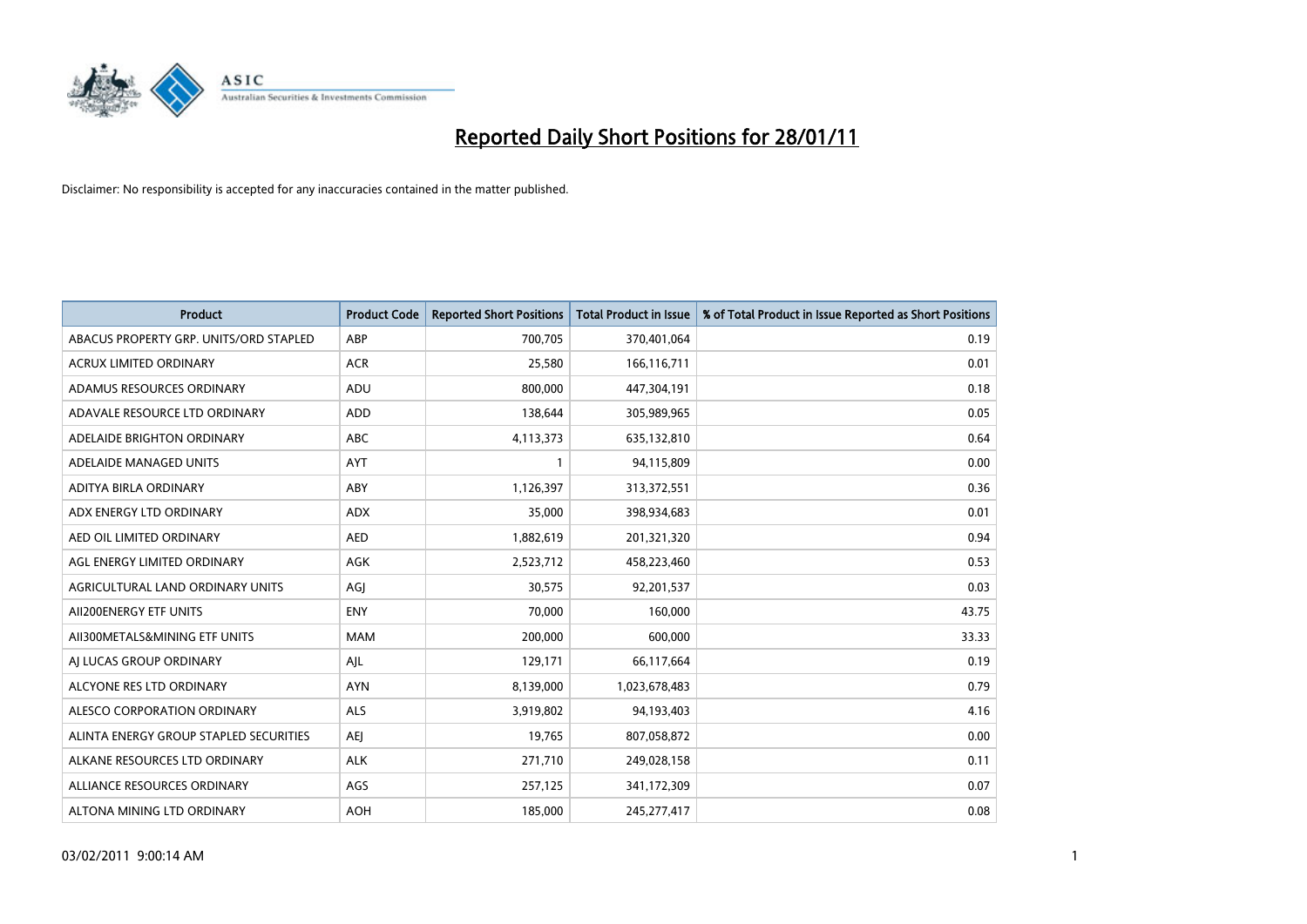# Reported Daily Short Positions for 28/01/11

Disclaimer: No responsibility is accepted for any inaccuracies contained in the matter published.

| Product | Product Code | Reported Short Positions | Total Product in Issue | % of Total Product in Issue Reported as Short Positions |
|---|---|---|---|---|
| ABACUS PROPERTY GRP. UNITS/ORD STAPLED | ABP | 700,705 | 370,401,064 | 0.19 |
| ACRUX LIMITED ORDINARY | ACR | 25,580 | 166,116,711 | 0.01 |
| ADAMUS RESOURCES ORDINARY | ADU | 800,000 | 447,304,191 | 0.18 |
| ADAVALE RESOURCE LTD ORDINARY | ADD | 138,644 | 305,989,965 | 0.05 |
| ADELAIDE BRIGHTON ORDINARY | ABC | 4,113,373 | 635,132,810 | 0.64 |
| ADELAIDE MANAGED UNITS | AYT | 1 | 94,115,809 | 0.00 |
| ADITYA BIRLA ORDINARY | ABY | 1,126,397 | 313,372,551 | 0.36 |
| ADX ENERGY LTD ORDINARY | ADX | 35,000 | 398,934,683 | 0.01 |
| AED OIL LIMITED ORDINARY | AED | 1,882,619 | 201,321,320 | 0.94 |
| AGL ENERGY LIMITED ORDINARY | AGK | 2,523,712 | 458,223,460 | 0.53 |
| AGRICULTURAL LAND ORDINARY UNITS | AGJ | 30,575 | 92,201,537 | 0.03 |
| AII200ENERGY ETF UNITS | ENY | 70,000 | 160,000 | 43.75 |
| AII300METALS&MINING ETF UNITS | MAM | 200,000 | 600,000 | 33.33 |
| AJ LUCAS GROUP ORDINARY | AJL | 129,171 | 66,117,664 | 0.19 |
| ALCYONE RES LTD ORDINARY | AYN | 8,139,000 | 1,023,678,483 | 0.79 |
| ALESCO CORPORATION ORDINARY | ALS | 3,919,802 | 94,193,403 | 4.16 |
| ALINTA ENERGY GROUP STAPLED SECURITIES | AEJ | 19,765 | 807,058,872 | 0.00 |
| ALKANE RESOURCES LTD ORDINARY | ALK | 271,710 | 249,028,158 | 0.11 |
| ALLIANCE RESOURCES ORDINARY | AGS | 257,125 | 341,172,309 | 0.07 |
| ALTONA MINING LTD ORDINARY | AOH | 185,000 | 245,277,417 | 0.08 |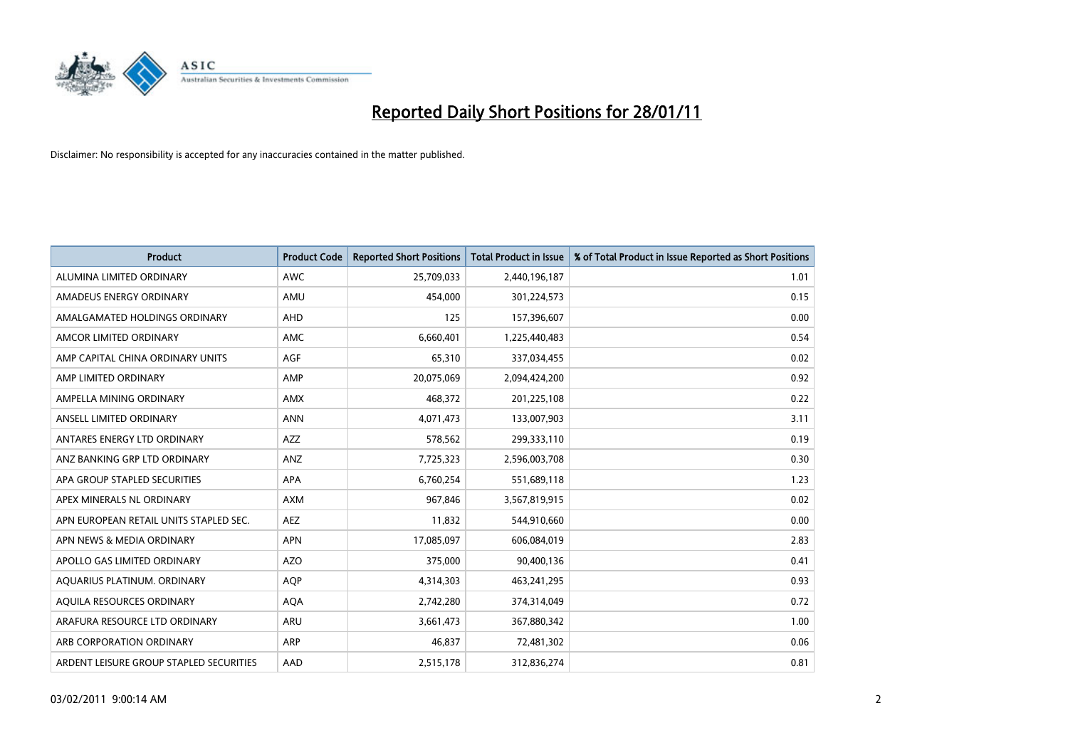# Reported Daily Short Positions for 28/01/11

Disclaimer: No responsibility is accepted for any inaccuracies contained in the matter published.

| Product | Product Code | Reported Short Positions | Total Product in Issue | % of Total Product in Issue Reported as Short Positions |
|---|---|---|---|---|
| ALUMINA LIMITED ORDINARY | AWC | 25,709,033 | 2,440,196,187 | 1.01 |
| AMADEUS ENERGY ORDINARY | AMU | 454,000 | 301,224,573 | 0.15 |
| AMALGAMATED HOLDINGS ORDINARY | AHD | 125 | 157,396,607 | 0.00 |
| AMCOR LIMITED ORDINARY | AMC | 6,660,401 | 1,225,440,483 | 0.54 |
| AMP CAPITAL CHINA ORDINARY UNITS | AGF | 65,310 | 337,034,455 | 0.02 |
| AMP LIMITED ORDINARY | AMP | 20,075,069 | 2,094,424,200 | 0.92 |
| AMPELLA MINING ORDINARY | AMX | 468,372 | 201,225,108 | 0.22 |
| ANSELL LIMITED ORDINARY | ANN | 4,071,473 | 133,007,903 | 3.11 |
| ANTARES ENERGY LTD ORDINARY | AZZ | 578,562 | 299,333,110 | 0.19 |
| ANZ BANKING GRP LTD ORDINARY | ANZ | 7,725,323 | 2,596,003,708 | 0.30 |
| APA GROUP STAPLED SECURITIES | APA | 6,760,254 | 551,689,118 | 1.23 |
| APEX MINERALS NL ORDINARY | AXM | 967,846 | 3,567,819,915 | 0.02 |
| APN EUROPEAN RETAIL UNITS STAPLED SEC. | AEZ | 11,832 | 544,910,660 | 0.00 |
| APN NEWS & MEDIA ORDINARY | APN | 17,085,097 | 606,084,019 | 2.83 |
| APOLLO GAS LIMITED ORDINARY | AZO | 375,000 | 90,400,136 | 0.41 |
| AQUARIUS PLATINUM. ORDINARY | AQP | 4,314,303 | 463,241,295 | 0.93 |
| AQUILA RESOURCES ORDINARY | AQA | 2,742,280 | 374,314,049 | 0.72 |
| ARAFURA RESOURCE LTD ORDINARY | ARU | 3,661,473 | 367,880,342 | 1.00 |
| ARB CORPORATION ORDINARY | ARP | 46,837 | 72,481,302 | 0.06 |
| ARDENT LEISURE GROUP STAPLED SECURITIES | AAD | 2,515,178 | 312,836,274 | 0.81 |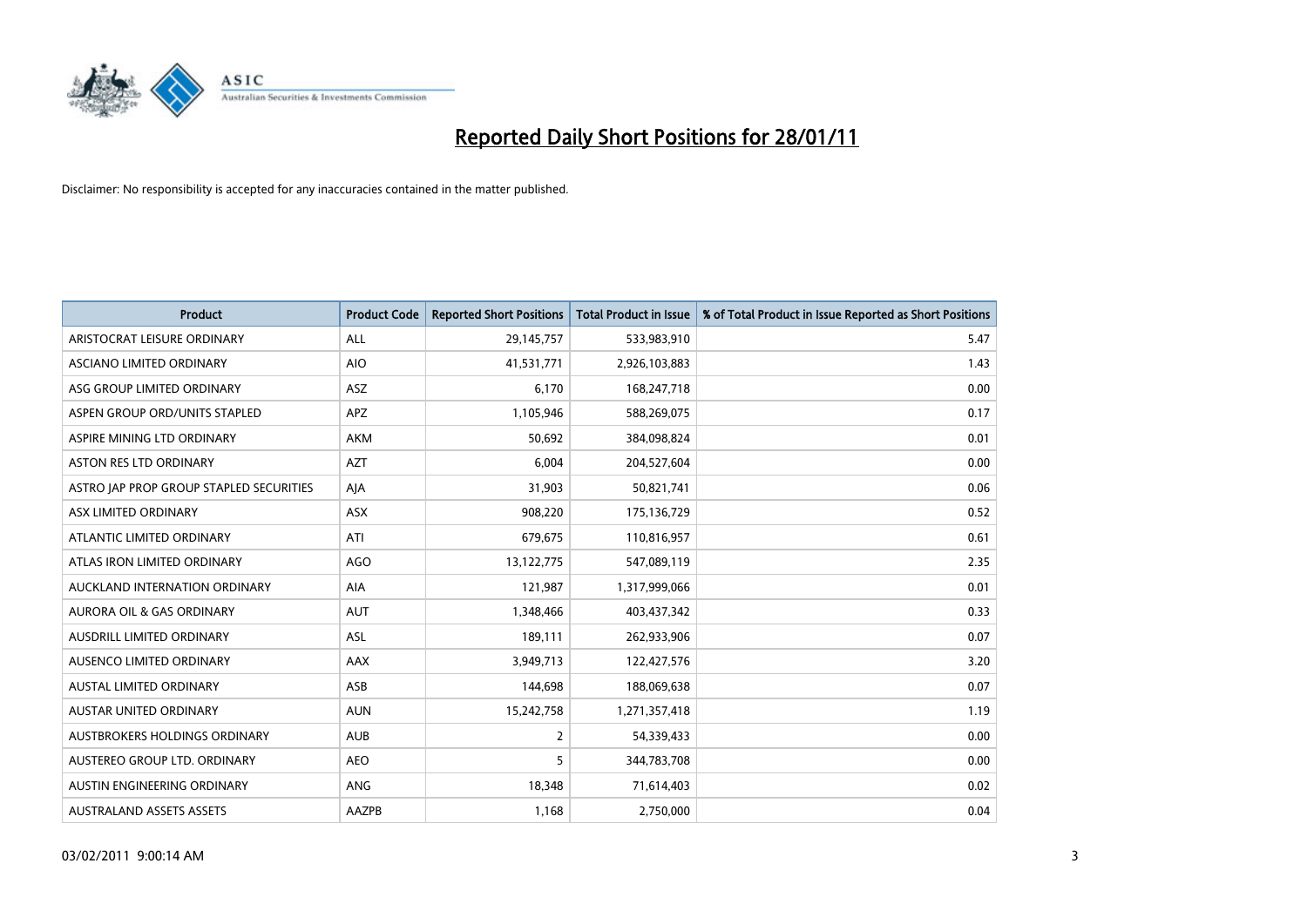# Reported Daily Short Positions for 28/01/11

Disclaimer: No responsibility is accepted for any inaccuracies contained in the matter published.

| Product | Product Code | Reported Short Positions | Total Product in Issue | % of Total Product in Issue Reported as Short Positions |
|---|---|---|---|---|
| ARISTOCRAT LEISURE ORDINARY | ALL | 29,145,757 | 533,983,910 | 5.47 |
| ASCIANO LIMITED ORDINARY | AIO | 41,531,771 | 2,926,103,883 | 1.43 |
| ASG GROUP LIMITED ORDINARY | ASZ | 6,170 | 168,247,718 | 0.00 |
| ASPEN GROUP ORD/UNITS STAPLED | APZ | 1,105,946 | 588,269,075 | 0.17 |
| ASPIRE MINING LTD ORDINARY | AKM | 50,692 | 384,098,824 | 0.01 |
| ASTON RES LTD ORDINARY | AZT | 6,004 | 204,527,604 | 0.00 |
| ASTRO JAP PROP GROUP STAPLED SECURITIES | AJA | 31,903 | 50,821,741 | 0.06 |
| ASX LIMITED ORDINARY | ASX | 908,220 | 175,136,729 | 0.52 |
| ATLANTIC LIMITED ORDINARY | ATI | 679,675 | 110,816,957 | 0.61 |
| ATLAS IRON LIMITED ORDINARY | AGO | 13,122,775 | 547,089,119 | 2.35 |
| AUCKLAND INTERNATION ORDINARY | AIA | 121,987 | 1,317,999,066 | 0.01 |
| AURORA OIL & GAS ORDINARY | AUT | 1,348,466 | 403,437,342 | 0.33 |
| AUSDRILL LIMITED ORDINARY | ASL | 189,111 | 262,933,906 | 0.07 |
| AUSENCO LIMITED ORDINARY | AAX | 3,949,713 | 122,427,576 | 3.20 |
| AUSTAL LIMITED ORDINARY | ASB | 144,698 | 188,069,638 | 0.07 |
| AUSTAR UNITED ORDINARY | AUN | 15,242,758 | 1,271,357,418 | 1.19 |
| AUSTBROKERS HOLDINGS ORDINARY | AUB | 2 | 54,339,433 | 0.00 |
| AUSTEREO GROUP LTD. ORDINARY | AEO | 5 | 344,783,708 | 0.00 |
| AUSTIN ENGINEERING ORDINARY | ANG | 18,348 | 71,614,403 | 0.02 |
| AUSTRALAND ASSETS ASSETS | AAZPB | 1,168 | 2,750,000 | 0.04 |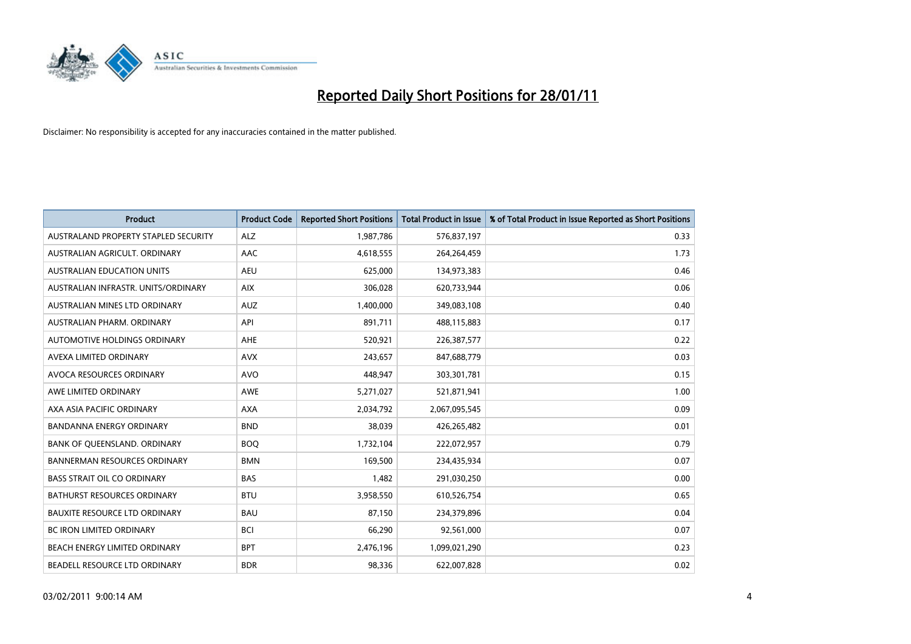# Reported Daily Short Positions for 28/01/11

Disclaimer: No responsibility is accepted for any inaccuracies contained in the matter published.

| Product | Product Code | Reported Short Positions | Total Product in Issue | % of Total Product in Issue Reported as Short Positions |
|---|---|---|---|---|
| AUSTRALAND PROPERTY STAPLED SECURITY | ALZ | 1,987,786 | 576,837,197 | 0.33 |
| AUSTRALIAN AGRICULT. ORDINARY | AAC | 4,618,555 | 264,264,459 | 1.73 |
| AUSTRALIAN EDUCATION UNITS | AEU | 625,000 | 134,973,383 | 0.46 |
| AUSTRALIAN INFRASTR. UNITS/ORDINARY | AIX | 306,028 | 620,733,944 | 0.06 |
| AUSTRALIAN MINES LTD ORDINARY | AUZ | 1,400,000 | 349,083,108 | 0.40 |
| AUSTRALIAN PHARM. ORDINARY | API | 891,711 | 488,115,883 | 0.17 |
| AUTOMOTIVE HOLDINGS ORDINARY | AHE | 520,921 | 226,387,577 | 0.22 |
| AVEXA LIMITED ORDINARY | AVX | 243,657 | 847,688,779 | 0.03 |
| AVOCA RESOURCES ORDINARY | AVO | 448,947 | 303,301,781 | 0.15 |
| AWE LIMITED ORDINARY | AWE | 5,271,027 | 521,871,941 | 1.00 |
| AXA ASIA PACIFIC ORDINARY | AXA | 2,034,792 | 2,067,095,545 | 0.09 |
| BANDANNA ENERGY ORDINARY | BND | 38,039 | 426,265,482 | 0.01 |
| BANK OF QUEENSLAND. ORDINARY | BOQ | 1,732,104 | 222,072,957 | 0.79 |
| BANNERMAN RESOURCES ORDINARY | BMN | 169,500 | 234,435,934 | 0.07 |
| BASS STRAIT OIL CO ORDINARY | BAS | 1,482 | 291,030,250 | 0.00 |
| BATHURST RESOURCES ORDINARY | BTU | 3,958,550 | 610,526,754 | 0.65 |
| BAUXITE RESOURCE LTD ORDINARY | BAU | 87,150 | 234,379,896 | 0.04 |
| BC IRON LIMITED ORDINARY | BCI | 66,290 | 92,561,000 | 0.07 |
| BEACH ENERGY LIMITED ORDINARY | BPT | 2,476,196 | 1,099,021,290 | 0.23 |
| BEADELL RESOURCE LTD ORDINARY | BDR | 98,336 | 622,007,828 | 0.02 |

03/02/2011 9:00:14 AM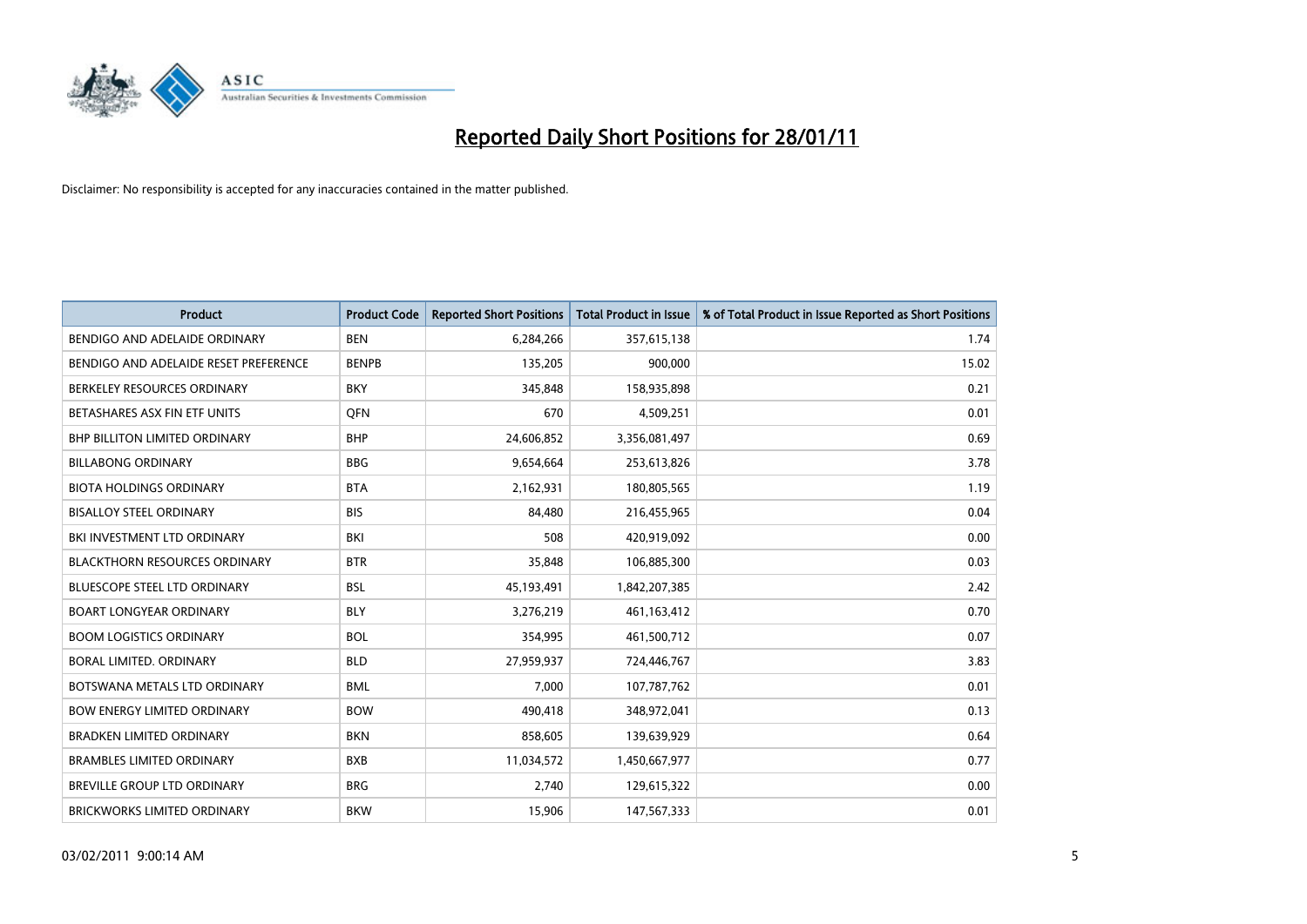# Reported Daily Short Positions for 28/01/11

Disclaimer: No responsibility is accepted for any inaccuracies contained in the matter published.

| Product | Product Code | Reported Short Positions | Total Product in Issue | % of Total Product in Issue Reported as Short Positions |
|---|---|---|---|---|
| BENDIGO AND ADELAIDE ORDINARY | BEN | 6,284,266 | 357,615,138 | 1.74 |
| BENDIGO AND ADELAIDE RESET PREFERENCE | BENPB | 135,205 | 900,000 | 15.02 |
| BERKELEY RESOURCES ORDINARY | BKY | 345,848 | 158,935,898 | 0.21 |
| BETASHARES ASX FIN ETF UNITS | QFN | 670 | 4,509,251 | 0.01 |
| BHP BILLITON LIMITED ORDINARY | BHP | 24,606,852 | 3,356,081,497 | 0.69 |
| BILLABONG ORDINARY | BBG | 9,654,664 | 253,613,826 | 3.78 |
| BIOTA HOLDINGS ORDINARY | BTA | 2,162,931 | 180,805,565 | 1.19 |
| BISALLOY STEEL ORDINARY | BIS | 84,480 | 216,455,965 | 0.04 |
| BKI INVESTMENT LTD ORDINARY | BKI | 508 | 420,919,092 | 0.00 |
| BLACKTHORN RESOURCES ORDINARY | BTR | 35,848 | 106,885,300 | 0.03 |
| BLUESCOPE STEEL LTD ORDINARY | BSL | 45,193,491 | 1,842,207,385 | 2.42 |
| BOART LONGYEAR ORDINARY | BLY | 3,276,219 | 461,163,412 | 0.70 |
| BOOM LOGISTICS ORDINARY | BOL | 354,995 | 461,500,712 | 0.07 |
| BORAL LIMITED. ORDINARY | BLD | 27,959,937 | 724,446,767 | 3.83 |
| BOTSWANA METALS LTD ORDINARY | BML | 7,000 | 107,787,762 | 0.01 |
| BOW ENERGY LIMITED ORDINARY | BOW | 490,418 | 348,972,041 | 0.13 |
| BRADKEN LIMITED ORDINARY | BKN | 858,605 | 139,639,929 | 0.64 |
| BRAMBLES LIMITED ORDINARY | BXB | 11,034,572 | 1,450,667,977 | 0.77 |
| BREVILLE GROUP LTD ORDINARY | BRG | 2,740 | 129,615,322 | 0.00 |
| BRICKWORKS LIMITED ORDINARY | BKW | 15,906 | 147,567,333 | 0.01 |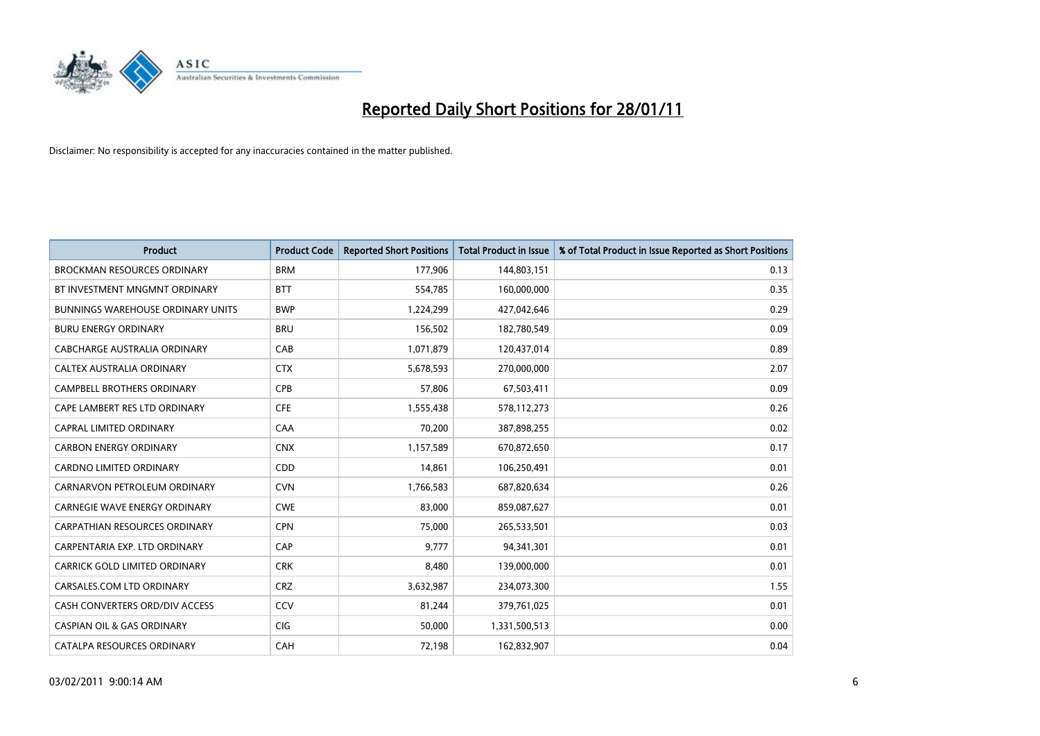# Reported Daily Short Positions for 28/01/11

Disclaimer: No responsibility is accepted for any inaccuracies contained in the matter published.

| Product | Product Code | Reported Short Positions | Total Product in Issue | % of Total Product in Issue Reported as Short Positions |
|---|---|---|---|---|
| BROCKMAN RESOURCES ORDINARY | BRM | 177,906 | 144,803,151 | 0.13 |
| BT INVESTMENT MNGMNT ORDINARY | BTT | 554,785 | 160,000,000 | 0.35 |
| BUNNINGS WAREHOUSE ORDINARY UNITS | BWP | 1,224,299 | 427,042,646 | 0.29 |
| BURU ENERGY ORDINARY | BRU | 156,502 | 182,780,549 | 0.09 |
| CABCHARGE AUSTRALIA ORDINARY | CAB | 1,071,879 | 120,437,014 | 0.89 |
| CALTEX AUSTRALIA ORDINARY | CTX | 5,678,593 | 270,000,000 | 2.07 |
| CAMPBELL BROTHERS ORDINARY | CPB | 57,806 | 67,503,411 | 0.09 |
| CAPE LAMBERT RES LTD ORDINARY | CFE | 1,555,438 | 578,112,273 | 0.26 |
| CAPRAL LIMITED ORDINARY | CAA | 70,200 | 387,898,255 | 0.02 |
| CARBON ENERGY ORDINARY | CNX | 1,157,589 | 670,872,650 | 0.17 |
| CARDNO LIMITED ORDINARY | CDD | 14,861 | 106,250,491 | 0.01 |
| CARNARVON PETROLEUM ORDINARY | CVN | 1,766,583 | 687,820,634 | 0.26 |
| CARNEGIE WAVE ENERGY ORDINARY | CWE | 83,000 | 859,087,627 | 0.01 |
| CARPATHIAN RESOURCES ORDINARY | CPN | 75,000 | 265,533,501 | 0.03 |
| CARPENTARIA EXP. LTD ORDINARY | CAP | 9,777 | 94,341,301 | 0.01 |
| CARRICK GOLD LIMITED ORDINARY | CRK | 8,480 | 139,000,000 | 0.01 |
| CARSALES.COM LTD ORDINARY | CRZ | 3,632,987 | 234,073,300 | 1.55 |
| CASH CONVERTERS ORD/DIV ACCESS | CCV | 81,244 | 379,761,025 | 0.01 |
| CASPIAN OIL & GAS ORDINARY | CIG | 50,000 | 1,331,500,513 | 0.00 |
| CATALPA RESOURCES ORDINARY | CAH | 72,198 | 162,832,907 | 0.04 |

03/02/2011 9:00:14 AM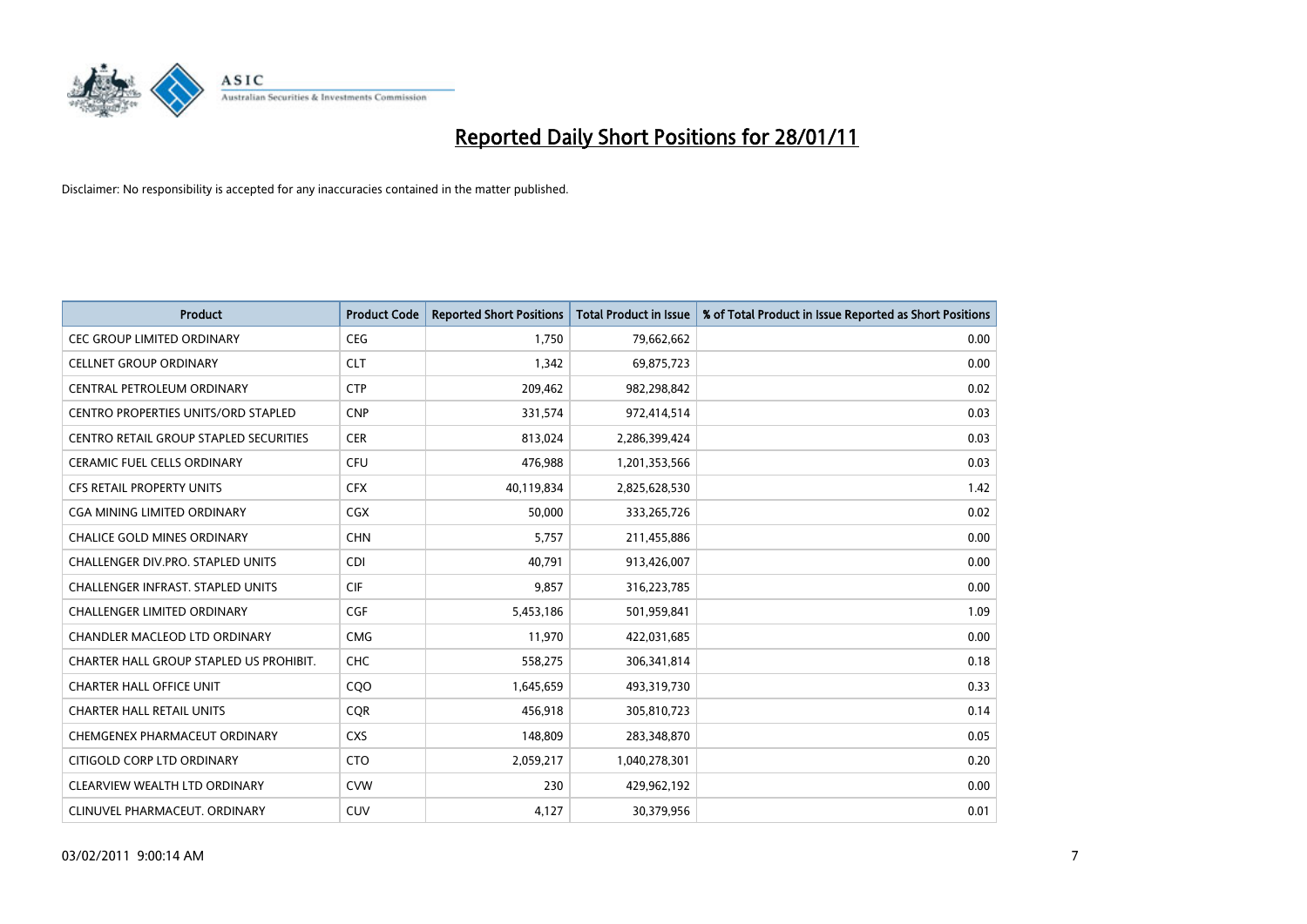# Reported Daily Short Positions for 28/01/11

Disclaimer: No responsibility is accepted for any inaccuracies contained in the matter published.

| Product | Product Code | Reported Short Positions | Total Product in Issue | % of Total Product in Issue Reported as Short Positions |
|---|---|---|---|---|
| CEC GROUP LIMITED ORDINARY | CEG | 1,750 | 79,662,662 | 0.00 |
| CELLNET GROUP ORDINARY | CLT | 1,342 | 69,875,723 | 0.00 |
| CENTRAL PETROLEUM ORDINARY | CTP | 209,462 | 982,298,842 | 0.02 |
| CENTRO PROPERTIES UNITS/ORD STAPLED | CNP | 331,574 | 972,414,514 | 0.03 |
| CENTRO RETAIL GROUP STAPLED SECURITIES | CER | 813,024 | 2,286,399,424 | 0.03 |
| CERAMIC FUEL CELLS ORDINARY | CFU | 476,988 | 1,201,353,566 | 0.03 |
| CFS RETAIL PROPERTY UNITS | CFX | 40,119,834 | 2,825,628,530 | 1.42 |
| CGA MINING LIMITED ORDINARY | CGX | 50,000 | 333,265,726 | 0.02 |
| CHALICE GOLD MINES ORDINARY | CHN | 5,757 | 211,455,886 | 0.00 |
| CHALLENGER DIV.PRO. STAPLED UNITS | CDI | 40,791 | 913,426,007 | 0.00 |
| CHALLENGER INFRAST. STAPLED UNITS | CIF | 9,857 | 316,223,785 | 0.00 |
| CHALLENGER LIMITED ORDINARY | CGF | 5,453,186 | 501,959,841 | 1.09 |
| CHANDLER MACLEOD LTD ORDINARY | CMG | 11,970 | 422,031,685 | 0.00 |
| CHARTER HALL GROUP STAPLED US PROHIBIT. | CHC | 558,275 | 306,341,814 | 0.18 |
| CHARTER HALL OFFICE UNIT | CQO | 1,645,659 | 493,319,730 | 0.33 |
| CHARTER HALL RETAIL UNITS | CQR | 456,918 | 305,810,723 | 0.14 |
| CHEMGENEX PHARMACEUT ORDINARY | CXS | 148,809 | 283,348,870 | 0.05 |
| CITIGOLD CORP LTD ORDINARY | CTO | 2,059,217 | 1,040,278,301 | 0.20 |
| CLEARVIEW WEALTH LTD ORDINARY | CVW | 230 | 429,962,192 | 0.00 |
| CLINUVEL PHARMACEUT. ORDINARY | CUV | 4,127 | 30,379,956 | 0.01 |

03/02/2011 9:00:14 AM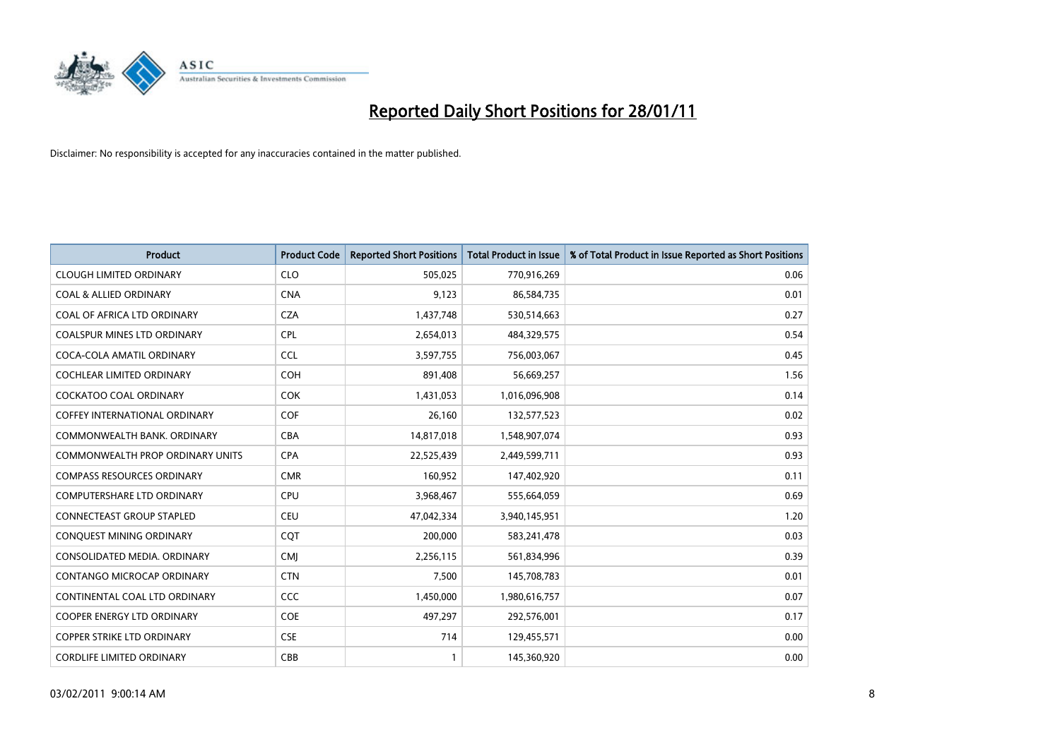# Reported Daily Short Positions for 28/01/11

Disclaimer: No responsibility is accepted for any inaccuracies contained in the matter published.

| Product | Product Code | Reported Short Positions | Total Product in Issue | % of Total Product in Issue Reported as Short Positions |
|---|---|---|---|---|
| CLOUGH LIMITED ORDINARY | CLO | 505,025 | 770,916,269 | 0.06 |
| COAL & ALLIED ORDINARY | CNA | 9,123 | 86,584,735 | 0.01 |
| COAL OF AFRICA LTD ORDINARY | CZA | 1,437,748 | 530,514,663 | 0.27 |
| COALSPUR MINES LTD ORDINARY | CPL | 2,654,013 | 484,329,575 | 0.54 |
| COCA-COLA AMATIL ORDINARY | CCL | 3,597,755 | 756,003,067 | 0.45 |
| COCHLEAR LIMITED ORDINARY | COH | 891,408 | 56,669,257 | 1.56 |
| COCKATOO COAL ORDINARY | COK | 1,431,053 | 1,016,096,908 | 0.14 |
| COFFEY INTERNATIONAL ORDINARY | COF | 26,160 | 132,577,523 | 0.02 |
| COMMONWEALTH BANK. ORDINARY | CBA | 14,817,018 | 1,548,907,074 | 0.93 |
| COMMONWEALTH PROP ORDINARY UNITS | CPA | 22,525,439 | 2,449,599,711 | 0.93 |
| COMPASS RESOURCES ORDINARY | CMR | 160,952 | 147,402,920 | 0.11 |
| COMPUTERSHARE LTD ORDINARY | CPU | 3,968,467 | 555,664,059 | 0.69 |
| CONNECTEAST GROUP STAPLED | CEU | 47,042,334 | 3,940,145,951 | 1.20 |
| CONQUEST MINING ORDINARY | CQT | 200,000 | 583,241,478 | 0.03 |
| CONSOLIDATED MEDIA. ORDINARY | CMJ | 2,256,115 | 561,834,996 | 0.39 |
| CONTANGO MICROCAP ORDINARY | CTN | 7,500 | 145,708,783 | 0.01 |
| CONTINENTAL COAL LTD ORDINARY | CCC | 1,450,000 | 1,980,616,757 | 0.07 |
| COOPER ENERGY LTD ORDINARY | COE | 497,297 | 292,576,001 | 0.17 |
| COPPER STRIKE LTD ORDINARY | CSE | 714 | 129,455,571 | 0.00 |
| CORDLIFE LIMITED ORDINARY | CBB | 1 | 145,360,920 | 0.00 |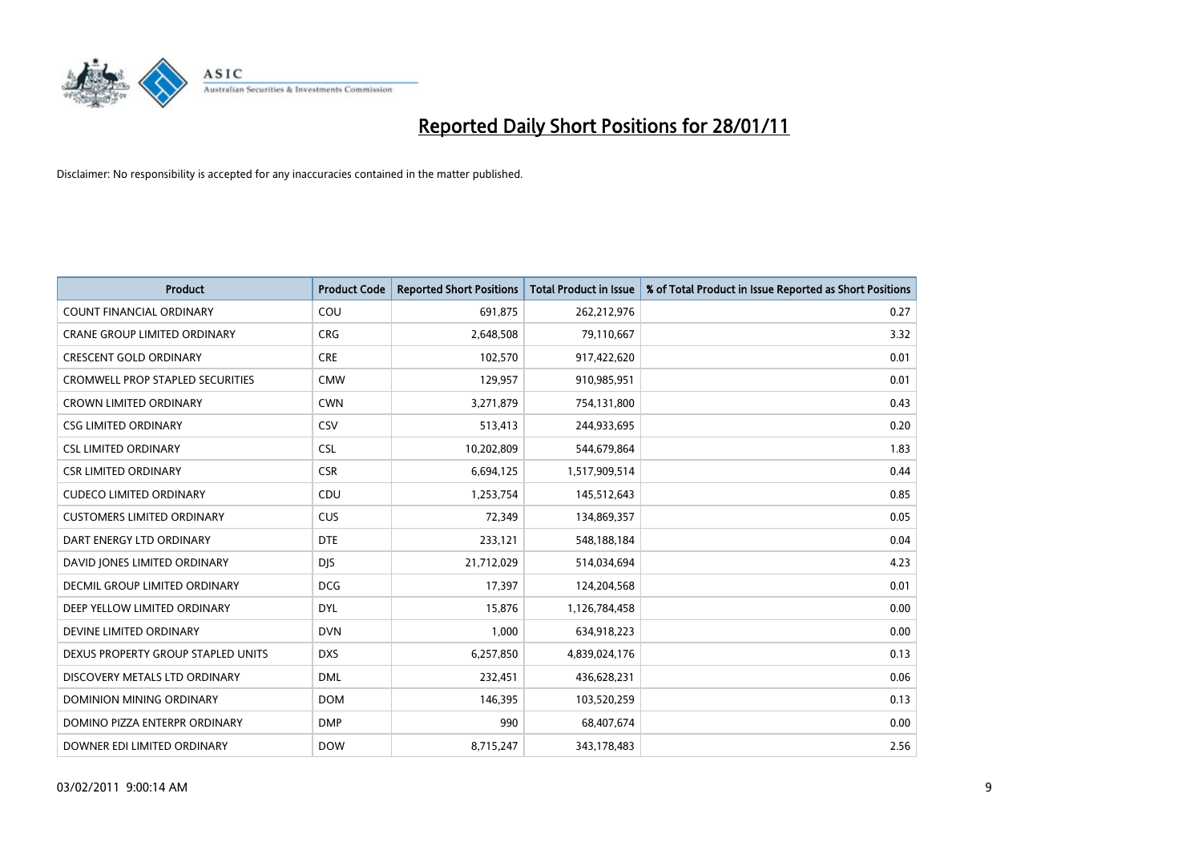# Reported Daily Short Positions for 28/01/11

Disclaimer: No responsibility is accepted for any inaccuracies contained in the matter published.

| Product | Product Code | Reported Short Positions | Total Product in Issue | % of Total Product in Issue Reported as Short Positions |
| --- | --- | --- | --- | --- |
| COUNT FINANCIAL ORDINARY | COU | 691,875 | 262,212,976 | 0.27 |
| CRANE GROUP LIMITED ORDINARY | CRG | 2,648,508 | 79,110,667 | 3.32 |
| CRESCENT GOLD ORDINARY | CRE | 102,570 | 917,422,620 | 0.01 |
| CROMWELL PROP STAPLED SECURITIES | CMW | 129,957 | 910,985,951 | 0.01 |
| CROWN LIMITED ORDINARY | CWN | 3,271,879 | 754,131,800 | 0.43 |
| CSG LIMITED ORDINARY | CSV | 513,413 | 244,933,695 | 0.20 |
| CSL LIMITED ORDINARY | CSL | 10,202,809 | 544,679,864 | 1.83 |
| CSR LIMITED ORDINARY | CSR | 6,694,125 | 1,517,909,514 | 0.44 |
| CUDECO LIMITED ORDINARY | CDU | 1,253,754 | 145,512,643 | 0.85 |
| CUSTOMERS LIMITED ORDINARY | CUS | 72,349 | 134,869,357 | 0.05 |
| DART ENERGY LTD ORDINARY | DTE | 233,121 | 548,188,184 | 0.04 |
| DAVID JONES LIMITED ORDINARY | DJS | 21,712,029 | 514,034,694 | 4.23 |
| DECMIL GROUP LIMITED ORDINARY | DCG | 17,397 | 124,204,568 | 0.01 |
| DEEP YELLOW LIMITED ORDINARY | DYL | 15,876 | 1,126,784,458 | 0.00 |
| DEVINE LIMITED ORDINARY | DVN | 1,000 | 634,918,223 | 0.00 |
| DEXUS PROPERTY GROUP STAPLED UNITS | DXS | 6,257,850 | 4,839,024,176 | 0.13 |
| DISCOVERY METALS LTD ORDINARY | DML | 232,451 | 436,628,231 | 0.06 |
| DOMINION MINING ORDINARY | DOM | 146,395 | 103,520,259 | 0.13 |
| DOMINO PIZZA ENTERPR ORDINARY | DMP | 990 | 68,407,674 | 0.00 |
| DOWNER EDI LIMITED ORDINARY | DOW | 8,715,247 | 343,178,483 | 2.56 |

03/02/2011 9:00:14 AM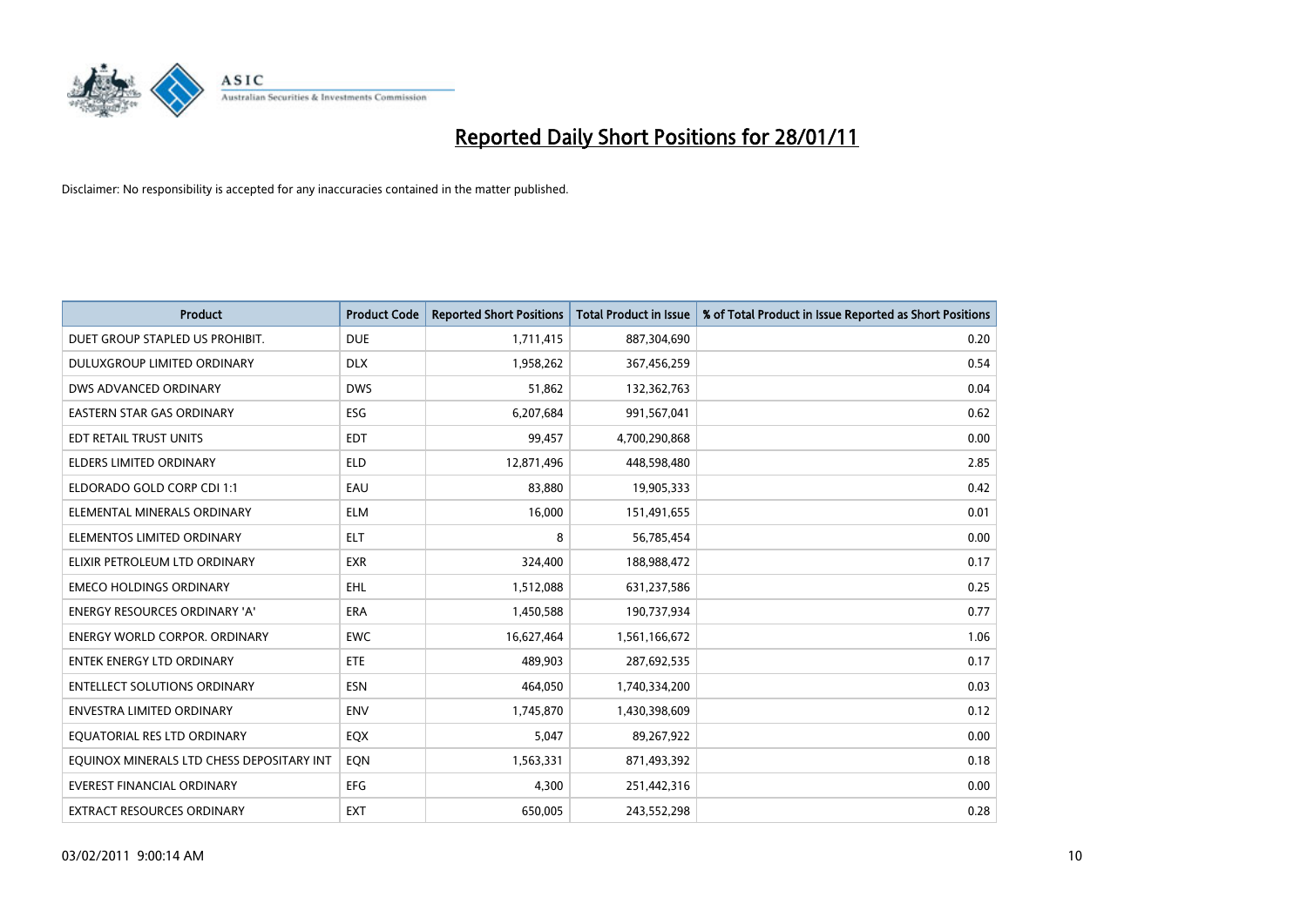# Reported Daily Short Positions for 28/01/11

Disclaimer: No responsibility is accepted for any inaccuracies contained in the matter published.

| Product | Product Code | Reported Short Positions | Total Product in Issue | % of Total Product in Issue Reported as Short Positions |
|---|---|---|---|---|
| DUET GROUP STAPLED US PROHIBIT. | DUE | 1,711,415 | 887,304,690 | 0.20 |
| DULUXGROUP LIMITED ORDINARY | DLX | 1,958,262 | 367,456,259 | 0.54 |
| DWS ADVANCED ORDINARY | DWS | 51,862 | 132,362,763 | 0.04 |
| EASTERN STAR GAS ORDINARY | ESG | 6,207,684 | 991,567,041 | 0.62 |
| EDT RETAIL TRUST UNITS | EDT | 99,457 | 4,700,290,868 | 0.00 |
| ELDERS LIMITED ORDINARY | ELD | 12,871,496 | 448,598,480 | 2.85 |
| ELDORADO GOLD CORP CDI 1:1 | EAU | 83,880 | 19,905,333 | 0.42 |
| ELEMENTAL MINERALS ORDINARY | ELM | 16,000 | 151,491,655 | 0.01 |
| ELEMENTOS LIMITED ORDINARY | ELT | 8 | 56,785,454 | 0.00 |
| ELIXIR PETROLEUM LTD ORDINARY | EXR | 324,400 | 188,988,472 | 0.17 |
| EMECO HOLDINGS ORDINARY | EHL | 1,512,088 | 631,237,586 | 0.25 |
| ENERGY RESOURCES ORDINARY 'A' | ERA | 1,450,588 | 190,737,934 | 0.77 |
| ENERGY WORLD CORPOR. ORDINARY | EWC | 16,627,464 | 1,561,166,672 | 1.06 |
| ENTEK ENERGY LTD ORDINARY | ETE | 489,903 | 287,692,535 | 0.17 |
| ENTELLECT SOLUTIONS ORDINARY | ESN | 464,050 | 1,740,334,200 | 0.03 |
| ENVESTRA LIMITED ORDINARY | ENV | 1,745,870 | 1,430,398,609 | 0.12 |
| EQUATORIAL RES LTD ORDINARY | EQX | 5,047 | 89,267,922 | 0.00 |
| EQUINOX MINERALS LTD CHESS DEPOSITARY INT | EQN | 1,563,331 | 871,493,392 | 0.18 |
| EVEREST FINANCIAL ORDINARY | EFG | 4,300 | 251,442,316 | 0.00 |
| EXTRACT RESOURCES ORDINARY | EXT | 650,005 | 243,552,298 | 0.28 |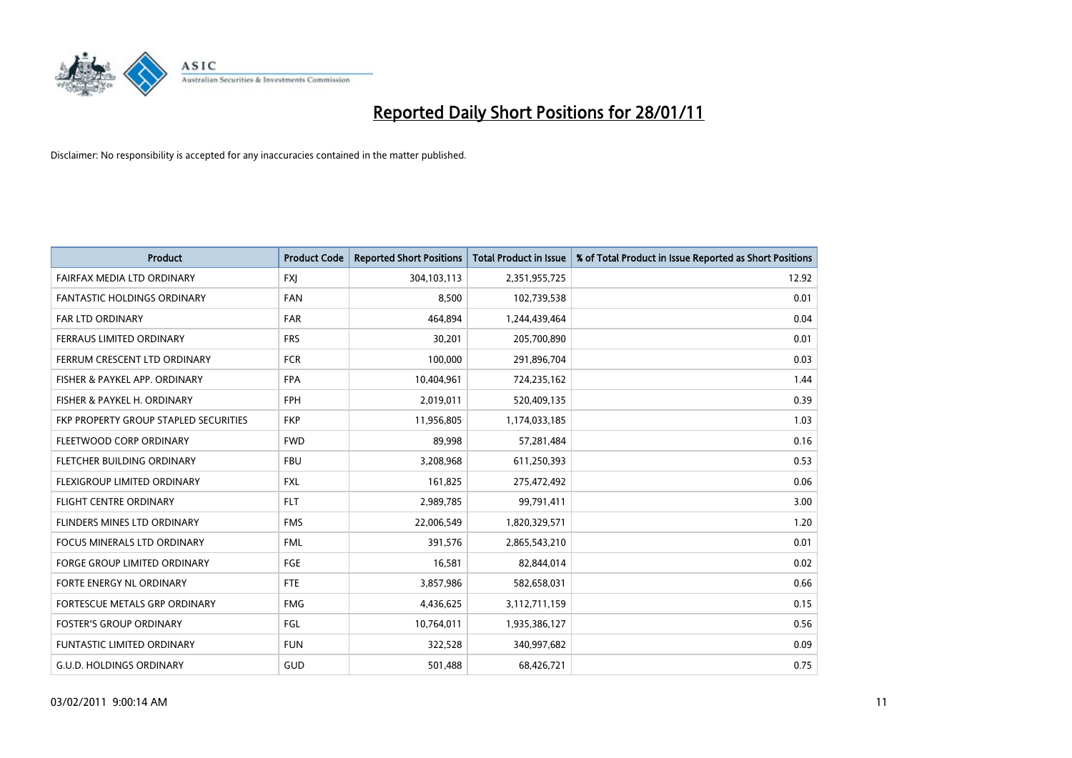# Reported Daily Short Positions for 28/01/11

Disclaimer: No responsibility is accepted for any inaccuracies contained in the matter published.

| Product | Product Code | Reported Short Positions | Total Product in Issue | % of Total Product in Issue Reported as Short Positions |
|---|---|---|---|---|
| FAIRFAX MEDIA LTD ORDINARY | FXJ | 304,103,113 | 2,351,955,725 | 12.92 |
| FANTASTIC HOLDINGS ORDINARY | FAN | 8,500 | 102,739,538 | 0.01 |
| FAR LTD ORDINARY | FAR | 464,894 | 1,244,439,464 | 0.04 |
| FERRAUS LIMITED ORDINARY | FRS | 30,201 | 205,700,890 | 0.01 |
| FERRUM CRESCENT LTD ORDINARY | FCR | 100,000 | 291,896,704 | 0.03 |
| FISHER & PAYKEL APP. ORDINARY | FPA | 10,404,961 | 724,235,162 | 1.44 |
| FISHER & PAYKEL H. ORDINARY | FPH | 2,019,011 | 520,409,135 | 0.39 |
| FKP PROPERTY GROUP STAPLED SECURITIES | FKP | 11,956,805 | 1,174,033,185 | 1.03 |
| FLEETWOOD CORP ORDINARY | FWD | 89,998 | 57,281,484 | 0.16 |
| FLETCHER BUILDING ORDINARY | FBU | 3,208,968 | 611,250,393 | 0.53 |
| FLEXIGROUP LIMITED ORDINARY | FXL | 161,825 | 275,472,492 | 0.06 |
| FLIGHT CENTRE ORDINARY | FLT | 2,989,785 | 99,791,411 | 3.00 |
| FLINDERS MINES LTD ORDINARY | FMS | 22,006,549 | 1,820,329,571 | 1.20 |
| FOCUS MINERALS LTD ORDINARY | FML | 391,576 | 2,865,543,210 | 0.01 |
| FORGE GROUP LIMITED ORDINARY | FGE | 16,581 | 82,844,014 | 0.02 |
| FORTE ENERGY NL ORDINARY | FTE | 3,857,986 | 582,658,031 | 0.66 |
| FORTESCUE METALS GRP ORDINARY | FMG | 4,436,625 | 3,112,711,159 | 0.15 |
| FOSTER'S GROUP ORDINARY | FGL | 10,764,011 | 1,935,386,127 | 0.56 |
| FUNTASTIC LIMITED ORDINARY | FUN | 322,528 | 340,997,682 | 0.09 |
| G.U.D. HOLDINGS ORDINARY | GUD | 501,488 | 68,426,721 | 0.75 |

03/02/2011 9:00:14 AM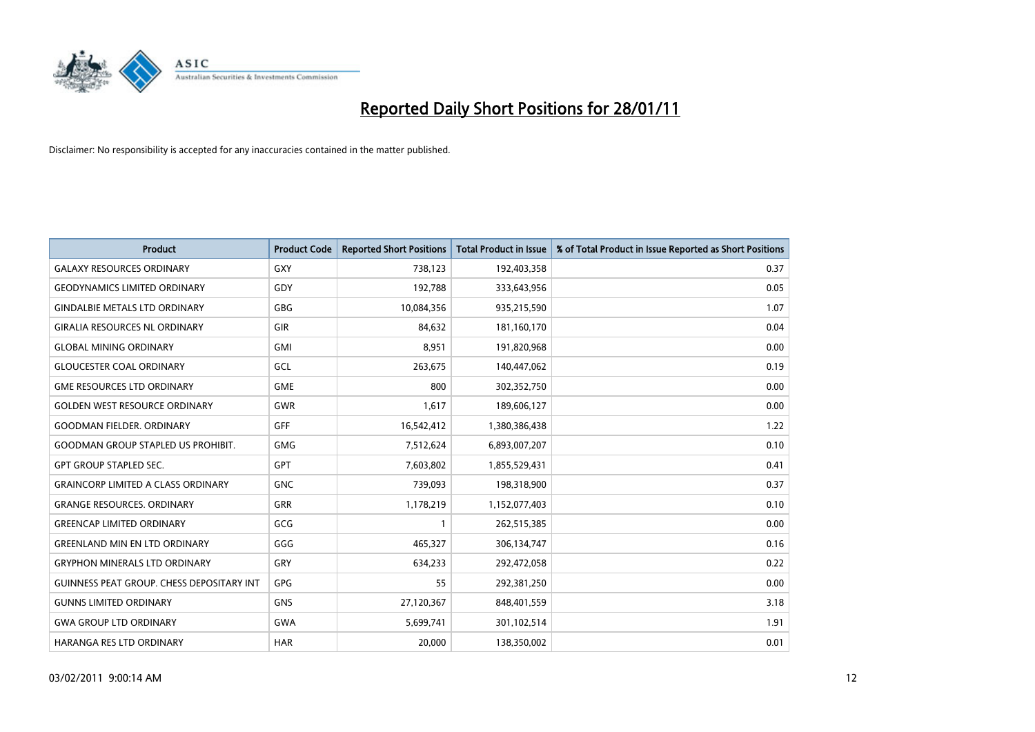# Reported Daily Short Positions for 28/01/11

Disclaimer: No responsibility is accepted for any inaccuracies contained in the matter published.

| Product | Product Code | Reported Short Positions | Total Product in Issue | % of Total Product in Issue Reported as Short Positions |
|---|---|---|---|---|
| GALAXY RESOURCES ORDINARY | GXY | 738,123 | 192,403,358 | 0.37 |
| GEODYNAMICS LIMITED ORDINARY | GDY | 192,788 | 333,643,956 | 0.05 |
| GINDALBIE METALS LTD ORDINARY | GBG | 10,084,356 | 935,215,590 | 1.07 |
| GIRALIA RESOURCES NL ORDINARY | GIR | 84,632 | 181,160,170 | 0.04 |
| GLOBAL MINING ORDINARY | GMI | 8,951 | 191,820,968 | 0.00 |
| GLOUCESTER COAL ORDINARY | GCL | 263,675 | 140,447,062 | 0.19 |
| GME RESOURCES LTD ORDINARY | GME | 800 | 302,352,750 | 0.00 |
| GOLDEN WEST RESOURCE ORDINARY | GWR | 1,617 | 189,606,127 | 0.00 |
| GOODMAN FIELDER. ORDINARY | GFF | 16,542,412 | 1,380,386,438 | 1.22 |
| GOODMAN GROUP STAPLED US PROHIBIT. | GMG | 7,512,624 | 6,893,007,207 | 0.10 |
| GPT GROUP STAPLED SEC. | GPT | 7,603,802 | 1,855,529,431 | 0.41 |
| GRAINCORP LIMITED A CLASS ORDINARY | GNC | 739,093 | 198,318,900 | 0.37 |
| GRANGE RESOURCES. ORDINARY | GRR | 1,178,219 | 1,152,077,403 | 0.10 |
| GREENCAP LIMITED ORDINARY | GCG | 1 | 262,515,385 | 0.00 |
| GREENLAND MIN EN LTD ORDINARY | GGG | 465,327 | 306,134,747 | 0.16 |
| GRYPHON MINERALS LTD ORDINARY | GRY | 634,233 | 292,472,058 | 0.22 |
| GUINNESS PEAT GROUP. CHESS DEPOSITARY INT | GPG | 55 | 292,381,250 | 0.00 |
| GUNNS LIMITED ORDINARY | GNS | 27,120,367 | 848,401,559 | 3.18 |
| GWA GROUP LTD ORDINARY | GWA | 5,699,741 | 301,102,514 | 1.91 |
| HARANGA RES LTD ORDINARY | HAR | 20,000 | 138,350,002 | 0.01 |

03/02/2011 9:00:14 AM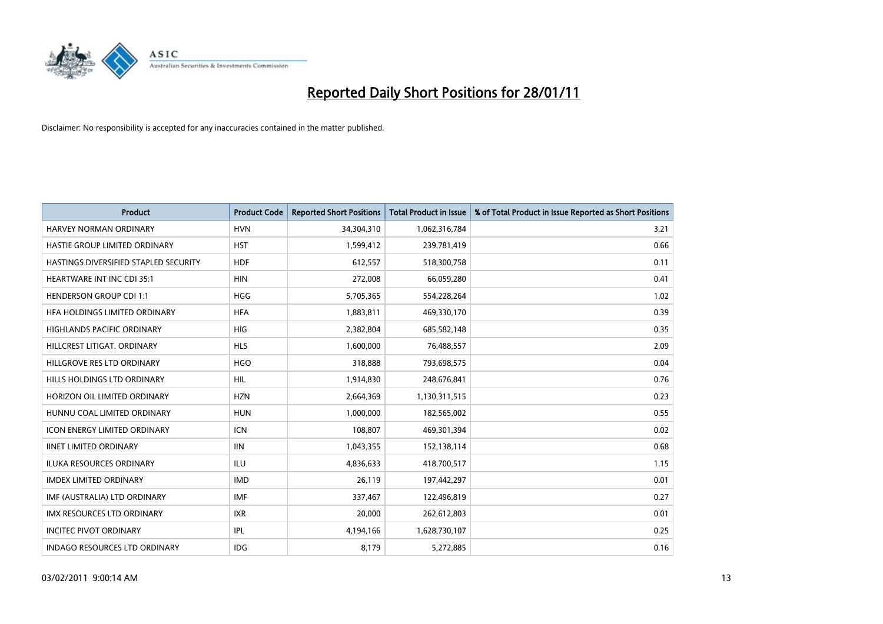# Reported Daily Short Positions for 28/01/11

Disclaimer: No responsibility is accepted for any inaccuracies contained in the matter published.

| Product | Product Code | Reported Short Positions | Total Product in Issue | % of Total Product in Issue Reported as Short Positions |
|---|---|---|---|---|
| HARVEY NORMAN ORDINARY | HVN | 34,304,310 | 1,062,316,784 | 3.21 |
| HASTIE GROUP LIMITED ORDINARY | HST | 1,599,412 | 239,781,419 | 0.66 |
| HASTINGS DIVERSIFIED STAPLED SECURITY | HDF | 612,557 | 518,300,758 | 0.11 |
| HEARTWARE INT INC CDI 35:1 | HIN | 272,008 | 66,059,280 | 0.41 |
| HENDERSON GROUP CDI 1:1 | HGG | 5,705,365 | 554,228,264 | 1.02 |
| HFA HOLDINGS LIMITED ORDINARY | HFA | 1,883,811 | 469,330,170 | 0.39 |
| HIGHLANDS PACIFIC ORDINARY | HIG | 2,382,804 | 685,582,148 | 0.35 |
| HILLCREST LITIGAT. ORDINARY | HLS | 1,600,000 | 76,488,557 | 2.09 |
| HILLGROVE RES LTD ORDINARY | HGO | 318,888 | 793,698,575 | 0.04 |
| HILLS HOLDINGS LTD ORDINARY | HIL | 1,914,830 | 248,676,841 | 0.76 |
| HORIZON OIL LIMITED ORDINARY | HZN | 2,664,369 | 1,130,311,515 | 0.23 |
| HUNNU COAL LIMITED ORDINARY | HUN | 1,000,000 | 182,565,002 | 0.55 |
| ICON ENERGY LIMITED ORDINARY | ICN | 108,807 | 469,301,394 | 0.02 |
| IINET LIMITED ORDINARY | IIN | 1,043,355 | 152,138,114 | 0.68 |
| ILUKA RESOURCES ORDINARY | ILU | 4,836,633 | 418,700,517 | 1.15 |
| IMDEX LIMITED ORDINARY | IMD | 26,119 | 197,442,297 | 0.01 |
| IMF (AUSTRALIA) LTD ORDINARY | IMF | 337,467 | 122,496,819 | 0.27 |
| IMX RESOURCES LTD ORDINARY | IXR | 20,000 | 262,612,803 | 0.01 |
| INCITEC PIVOT ORDINARY | IPL | 4,194,166 | 1,628,730,107 | 0.25 |
| INDAGO RESOURCES LTD ORDINARY | IDG | 8,179 | 5,272,885 | 0.16 |

03/02/2011 9:00:14 AM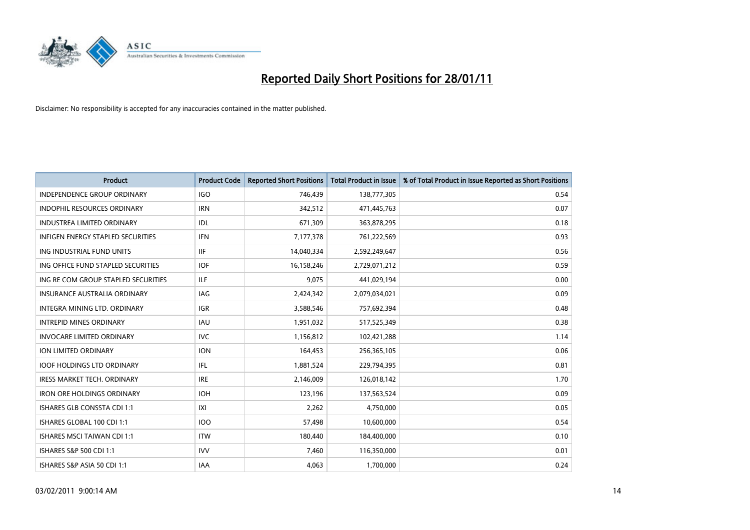# Reported Daily Short Positions for 28/01/11

Disclaimer: No responsibility is accepted for any inaccuracies contained in the matter published.

| Product | Product Code | Reported Short Positions | Total Product in Issue | % of Total Product in Issue Reported as Short Positions |
|---|---|---|---|---|
| INDEPENDENCE GROUP ORDINARY | IGO | 746,439 | 138,777,305 | 0.54 |
| INDOPHIL RESOURCES ORDINARY | IRN | 342,512 | 471,445,763 | 0.07 |
| INDUSTREA LIMITED ORDINARY | IDL | 671,309 | 363,878,295 | 0.18 |
| INFIGEN ENERGY STAPLED SECURITIES | IFN | 7,177,378 | 761,222,569 | 0.93 |
| ING INDUSTRIAL FUND UNITS | IIF | 14,040,334 | 2,592,249,647 | 0.56 |
| ING OFFICE FUND STAPLED SECURITIES | IOF | 16,158,246 | 2,729,071,212 | 0.59 |
| ING RE COM GROUP STAPLED SECURITIES | ILF | 9,075 | 441,029,194 | 0.00 |
| INSURANCE AUSTRALIA ORDINARY | IAG | 2,424,342 | 2,079,034,021 | 0.09 |
| INTEGRA MINING LTD. ORDINARY | IGR | 3,588,546 | 757,692,394 | 0.48 |
| INTREPID MINES ORDINARY | IAU | 1,951,032 | 517,525,349 | 0.38 |
| INVOCARE LIMITED ORDINARY | IVC | 1,156,812 | 102,421,288 | 1.14 |
| ION LIMITED ORDINARY | ION | 164,453 | 256,365,105 | 0.06 |
| IOOF HOLDINGS LTD ORDINARY | IFL | 1,881,524 | 229,794,395 | 0.81 |
| IRESS MARKET TECH. ORDINARY | IRE | 2,146,009 | 126,018,142 | 1.70 |
| IRON ORE HOLDINGS ORDINARY | IOH | 123,196 | 137,563,524 | 0.09 |
| ISHARES GLB CONSSTA CDI 1:1 | IXI | 2,262 | 4,750,000 | 0.05 |
| ISHARES GLOBAL 100 CDI 1:1 | IOO | 57,498 | 10,600,000 | 0.54 |
| ISHARES MSCI TAIWAN CDI 1:1 | ITW | 180,440 | 184,400,000 | 0.10 |
| ISHARES S&P 500 CDI 1:1 | IVV | 7,460 | 116,350,000 | 0.01 |
| ISHARES S&P ASIA 50 CDI 1:1 | IAA | 4,063 | 1,700,000 | 0.24 |

03/02/2011 9:00:14 AM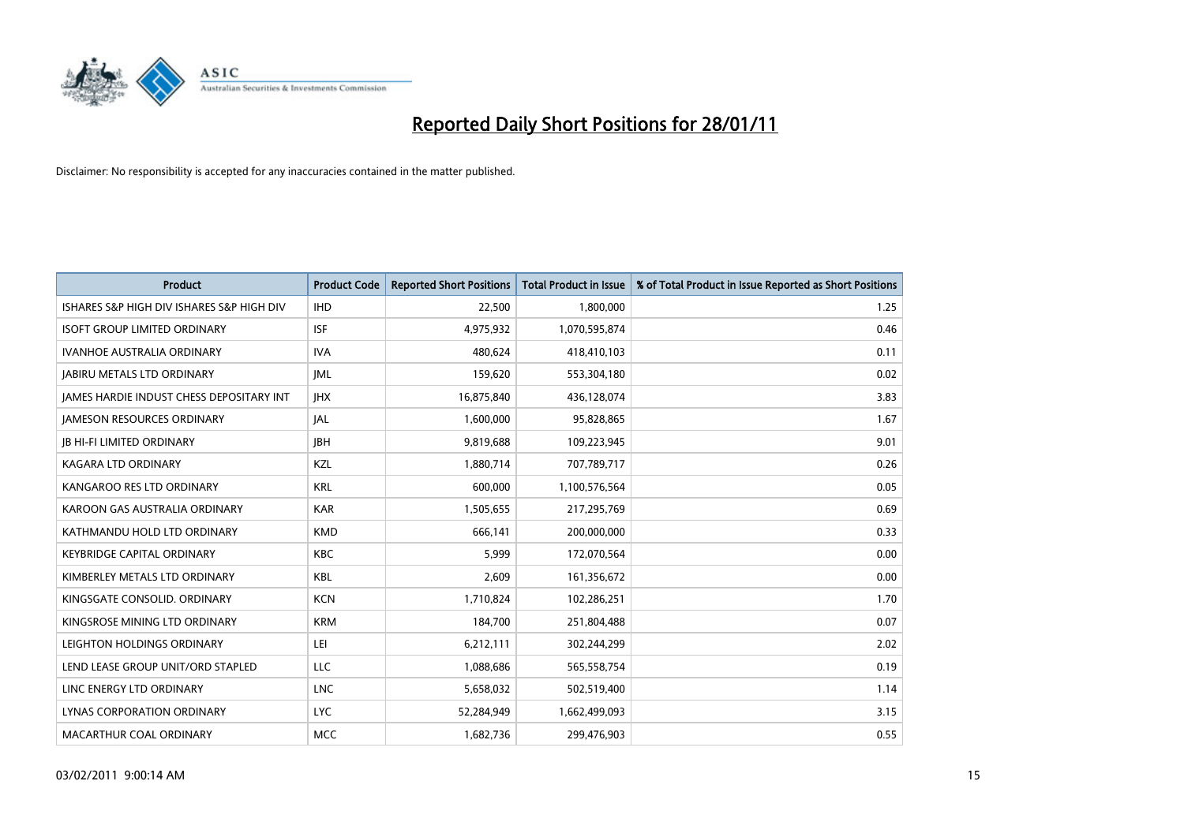# Reported Daily Short Positions for 28/01/11

Disclaimer: No responsibility is accepted for any inaccuracies contained in the matter published.

| Product | Product Code | Reported Short Positions | Total Product in Issue | % of Total Product in Issue Reported as Short Positions |
|---|---|---|---|---|
| ISHARES S&P HIGH DIV ISHARES S&P HIGH DIV | IHD | 22,500 | 1,800,000 | 1.25 |
| ISOFT GROUP LIMITED ORDINARY | ISF | 4,975,932 | 1,070,595,874 | 0.46 |
| IVANHOE AUSTRALIA ORDINARY | IVA | 480,624 | 418,410,103 | 0.11 |
| JABIRU METALS LTD ORDINARY | JML | 159,620 | 553,304,180 | 0.02 |
| JAMES HARDIE INDUST CHESS DEPOSITARY INT | JHX | 16,875,840 | 436,128,074 | 3.83 |
| JAMESON RESOURCES ORDINARY | JAL | 1,600,000 | 95,828,865 | 1.67 |
| JB HI-FI LIMITED ORDINARY | JBH | 9,819,688 | 109,223,945 | 9.01 |
| KAGARA LTD ORDINARY | KZL | 1,880,714 | 707,789,717 | 0.26 |
| KANGAROO RES LTD ORDINARY | KRL | 600,000 | 1,100,576,564 | 0.05 |
| KAROON GAS AUSTRALIA ORDINARY | KAR | 1,505,655 | 217,295,769 | 0.69 |
| KATHMANDU HOLD LTD ORDINARY | KMD | 666,141 | 200,000,000 | 0.33 |
| KEYBRIDGE CAPITAL ORDINARY | KBC | 5,999 | 172,070,564 | 0.00 |
| KIMBERLEY METALS LTD ORDINARY | KBL | 2,609 | 161,356,672 | 0.00 |
| KINGSGATE CONSOLID. ORDINARY | KCN | 1,710,824 | 102,286,251 | 1.70 |
| KINGSROSE MINING LTD ORDINARY | KRM | 184,700 | 251,804,488 | 0.07 |
| LEIGHTON HOLDINGS ORDINARY | LEI | 6,212,111 | 302,244,299 | 2.02 |
| LEND LEASE GROUP UNIT/ORD STAPLED | LLC | 1,088,686 | 565,558,754 | 0.19 |
| LINC ENERGY LTD ORDINARY | LNC | 5,658,032 | 502,519,400 | 1.14 |
| LYNAS CORPORATION ORDINARY | LYC | 52,284,949 | 1,662,499,093 | 3.15 |
| MACARTHUR COAL ORDINARY | MCC | 1,682,736 | 299,476,903 | 0.55 |

03/02/2011 9:00:14 AM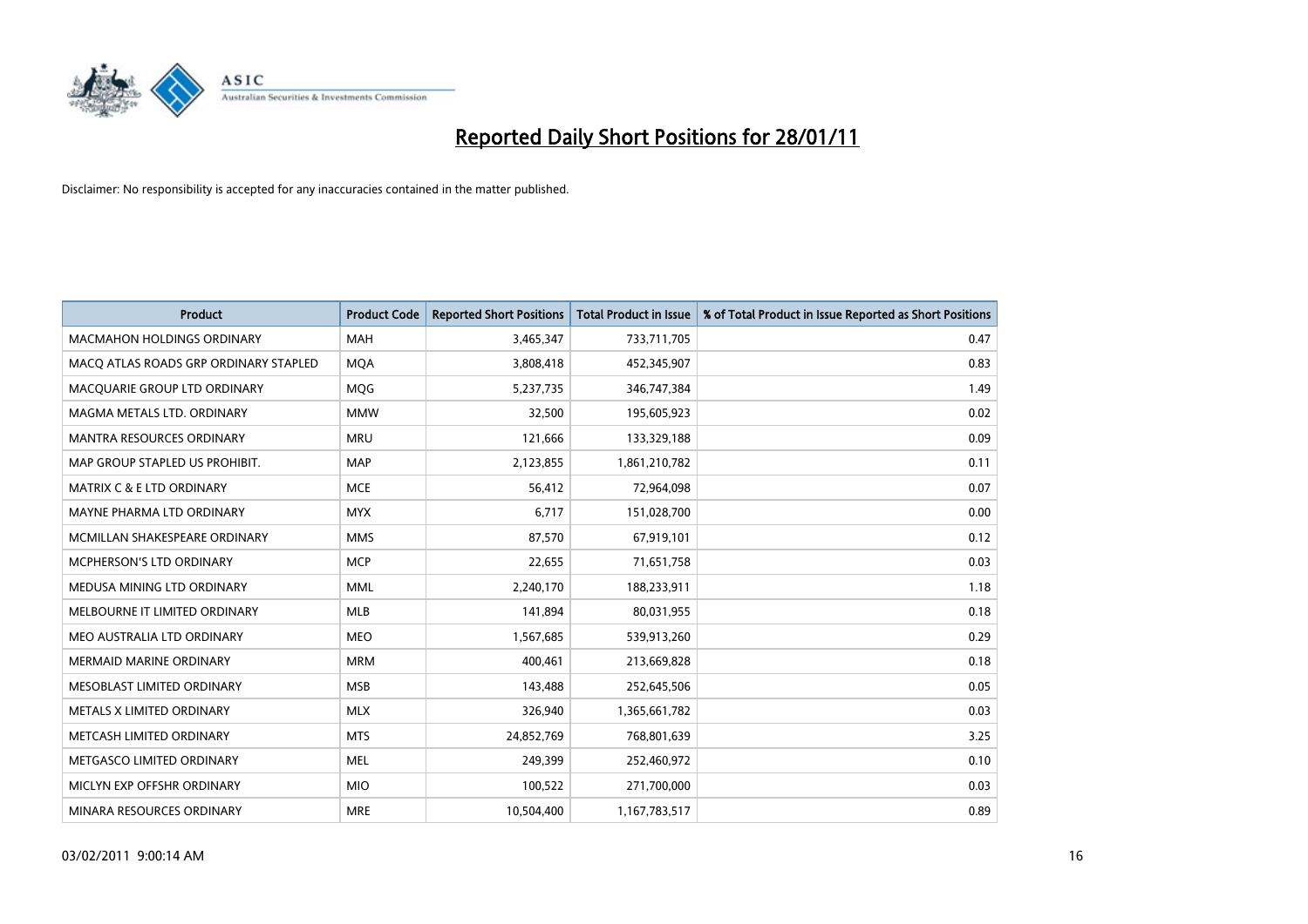# Reported Daily Short Positions for 28/01/11

Disclaimer: No responsibility is accepted for any inaccuracies contained in the matter published.

| Product | Product Code | Reported Short Positions | Total Product in Issue | % of Total Product in Issue Reported as Short Positions |
|---|---|---|---|---|
| MACMAHON HOLDINGS ORDINARY | MAH | 3,465,347 | 733,711,705 | 0.47 |
| MACQ ATLAS ROADS GRP ORDINARY STAPLED | MQA | 3,808,418 | 452,345,907 | 0.83 |
| MACQUARIE GROUP LTD ORDINARY | MQG | 5,237,735 | 346,747,384 | 1.49 |
| MAGMA METALS LTD. ORDINARY | MMW | 32,500 | 195,605,923 | 0.02 |
| MANTRA RESOURCES ORDINARY | MRU | 121,666 | 133,329,188 | 0.09 |
| MAP GROUP STAPLED US PROHIBIT. | MAP | 2,123,855 | 1,861,210,782 | 0.11 |
| MATRIX C & E LTD ORDINARY | MCE | 56,412 | 72,964,098 | 0.07 |
| MAYNE PHARMA LTD ORDINARY | MYX | 6,717 | 151,028,700 | 0.00 |
| MCMILLAN SHAKESPEARE ORDINARY | MMS | 87,570 | 67,919,101 | 0.12 |
| MCPHERSON'S LTD ORDINARY | MCP | 22,655 | 71,651,758 | 0.03 |
| MEDUSA MINING LTD ORDINARY | MML | 2,240,170 | 188,233,911 | 1.18 |
| MELBOURNE IT LIMITED ORDINARY | MLB | 141,894 | 80,031,955 | 0.18 |
| MEO AUSTRALIA LTD ORDINARY | MEO | 1,567,685 | 539,913,260 | 0.29 |
| MERMAID MARINE ORDINARY | MRM | 400,461 | 213,669,828 | 0.18 |
| MESOBLAST LIMITED ORDINARY | MSB | 143,488 | 252,645,506 | 0.05 |
| METALS X LIMITED ORDINARY | MLX | 326,940 | 1,365,661,782 | 0.03 |
| METCASH LIMITED ORDINARY | MTS | 24,852,769 | 768,801,639 | 3.25 |
| METGASCO LIMITED ORDINARY | MEL | 249,399 | 252,460,972 | 0.10 |
| MICLYN EXP OFFSHR ORDINARY | MIO | 100,522 | 271,700,000 | 0.03 |
| MINARA RESOURCES ORDINARY | MRE | 10,504,400 | 1,167,783,517 | 0.89 |

03/02/2011 9:00:14 AM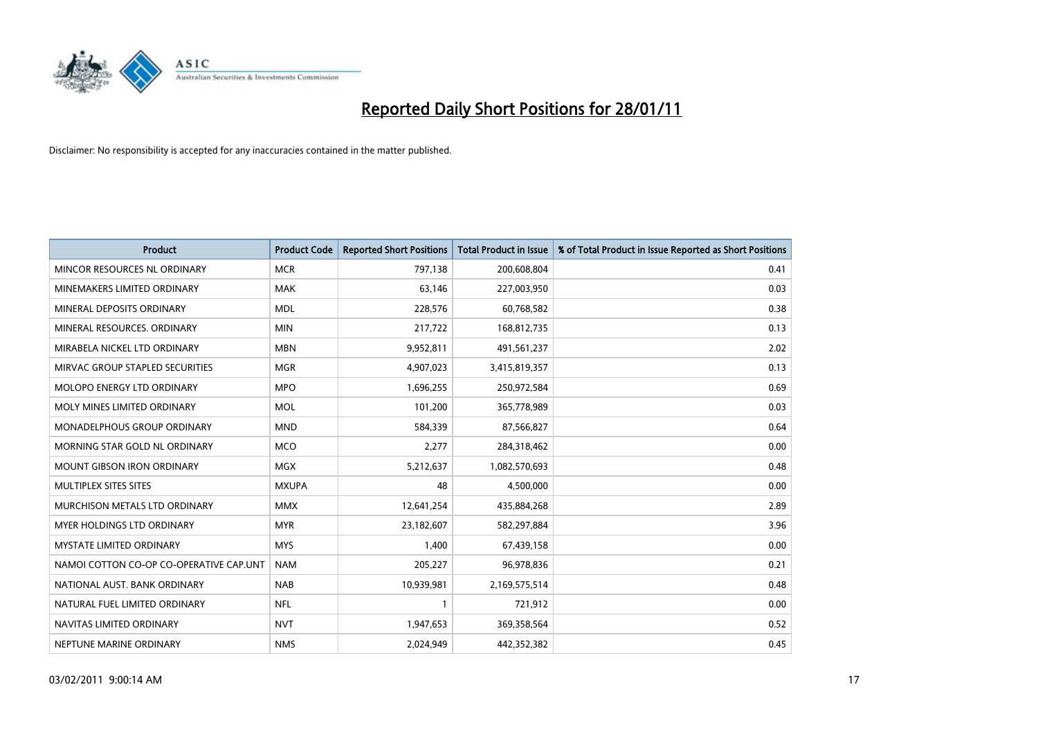# Reported Daily Short Positions for 28/01/11

Disclaimer: No responsibility is accepted for any inaccuracies contained in the matter published.

| Product | Product Code | Reported Short Positions | Total Product in Issue | % of Total Product in Issue Reported as Short Positions |
|---|---|---|---|---|
| MINCOR RESOURCES NL ORDINARY | MCR | 797,138 | 200,608,804 | 0.41 |
| MINEMAKERS LIMITED ORDINARY | MAK | 63,146 | 227,003,950 | 0.03 |
| MINERAL DEPOSITS ORDINARY | MDL | 228,576 | 60,768,582 | 0.38 |
| MINERAL RESOURCES. ORDINARY | MIN | 217,722 | 168,812,735 | 0.13 |
| MIRABELA NICKEL LTD ORDINARY | MBN | 9,952,811 | 491,561,237 | 2.02 |
| MIRVAC GROUP STAPLED SECURITIES | MGR | 4,907,023 | 3,415,819,357 | 0.13 |
| MOLOPO ENERGY LTD ORDINARY | MPO | 1,696,255 | 250,972,584 | 0.69 |
| MOLY MINES LIMITED ORDINARY | MOL | 101,200 | 365,778,989 | 0.03 |
| MONADELPHOUS GROUP ORDINARY | MND | 584,339 | 87,566,827 | 0.64 |
| MORNING STAR GOLD NL ORDINARY | MCO | 2,277 | 284,318,462 | 0.00 |
| MOUNT GIBSON IRON ORDINARY | MGX | 5,212,637 | 1,082,570,693 | 0.48 |
| MULTIPLEX SITES SITES | MXUPA | 48 | 4,500,000 | 0.00 |
| MURCHISON METALS LTD ORDINARY | MMX | 12,641,254 | 435,884,268 | 2.89 |
| MYER HOLDINGS LTD ORDINARY | MYR | 23,182,607 | 582,297,884 | 3.96 |
| MYSTATE LIMITED ORDINARY | MYS | 1,400 | 67,439,158 | 0.00 |
| NAMOI COTTON CO-OP CO-OPERATIVE CAP.UNT | NAM | 205,227 | 96,978,836 | 0.21 |
| NATIONAL AUST. BANK ORDINARY | NAB | 10,939,981 | 2,169,575,514 | 0.48 |
| NATURAL FUEL LIMITED ORDINARY | NFL | 1 | 721,912 | 0.00 |
| NAVITAS LIMITED ORDINARY | NVT | 1,947,653 | 369,358,564 | 0.52 |
| NEPTUNE MARINE ORDINARY | NMS | 2,024,949 | 442,352,382 | 0.45 |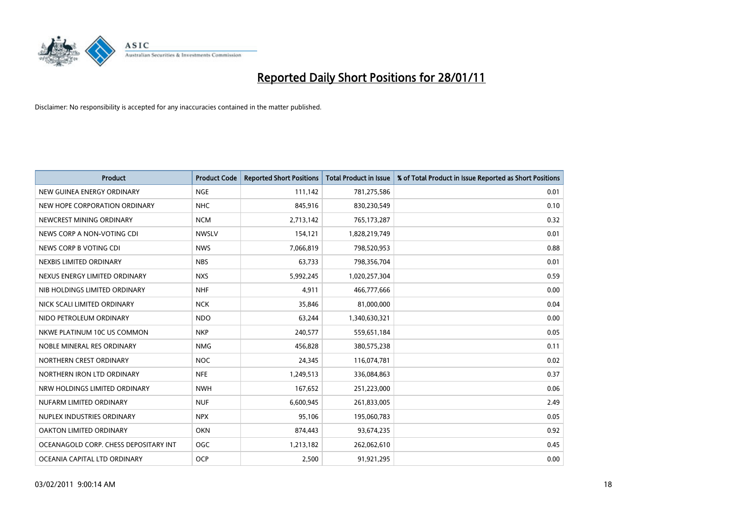# Reported Daily Short Positions for 28/01/11

Disclaimer: No responsibility is accepted for any inaccuracies contained in the matter published.

| Product | Product Code | Reported Short Positions | Total Product in Issue | % of Total Product in Issue Reported as Short Positions |
|---|---|---|---|---|
| NEW GUINEA ENERGY ORDINARY | NGE | 111,142 | 781,275,586 | 0.01 |
| NEW HOPE CORPORATION ORDINARY | NHC | 845,916 | 830,230,549 | 0.10 |
| NEWCREST MINING ORDINARY | NCM | 2,713,142 | 765,173,287 | 0.32 |
| NEWS CORP A NON-VOTING CDI | NWSLV | 154,121 | 1,828,219,749 | 0.01 |
| NEWS CORP B VOTING CDI | NWS | 7,066,819 | 798,520,953 | 0.88 |
| NEXBIS LIMITED ORDINARY | NBS | 63,733 | 798,356,704 | 0.01 |
| NEXUS ENERGY LIMITED ORDINARY | NXS | 5,992,245 | 1,020,257,304 | 0.59 |
| NIB HOLDINGS LIMITED ORDINARY | NHF | 4,911 | 466,777,666 | 0.00 |
| NICK SCALI LIMITED ORDINARY | NCK | 35,846 | 81,000,000 | 0.04 |
| NIDO PETROLEUM ORDINARY | NDO | 63,244 | 1,340,630,321 | 0.00 |
| NKWE PLATINUM 10C US COMMON | NKP | 240,577 | 559,651,184 | 0.05 |
| NOBLE MINERAL RES ORDINARY | NMG | 456,828 | 380,575,238 | 0.11 |
| NORTHERN CREST ORDINARY | NOC | 24,345 | 116,074,781 | 0.02 |
| NORTHERN IRON LTD ORDINARY | NFE | 1,249,513 | 336,084,863 | 0.37 |
| NRW HOLDINGS LIMITED ORDINARY | NWH | 167,652 | 251,223,000 | 0.06 |
| NUFARM LIMITED ORDINARY | NUF | 6,600,945 | 261,833,005 | 2.49 |
| NUPLEX INDUSTRIES ORDINARY | NPX | 95,106 | 195,060,783 | 0.05 |
| OAKTON LIMITED ORDINARY | OKN | 874,443 | 93,674,235 | 0.92 |
| OCEANAGOLD CORP. CHESS DEPOSITARY INT | OGC | 1,213,182 | 262,062,610 | 0.45 |
| OCEANIA CAPITAL LTD ORDINARY | OCP | 2,500 | 91,921,295 | 0.00 |

03/02/2011 9:00:14 AM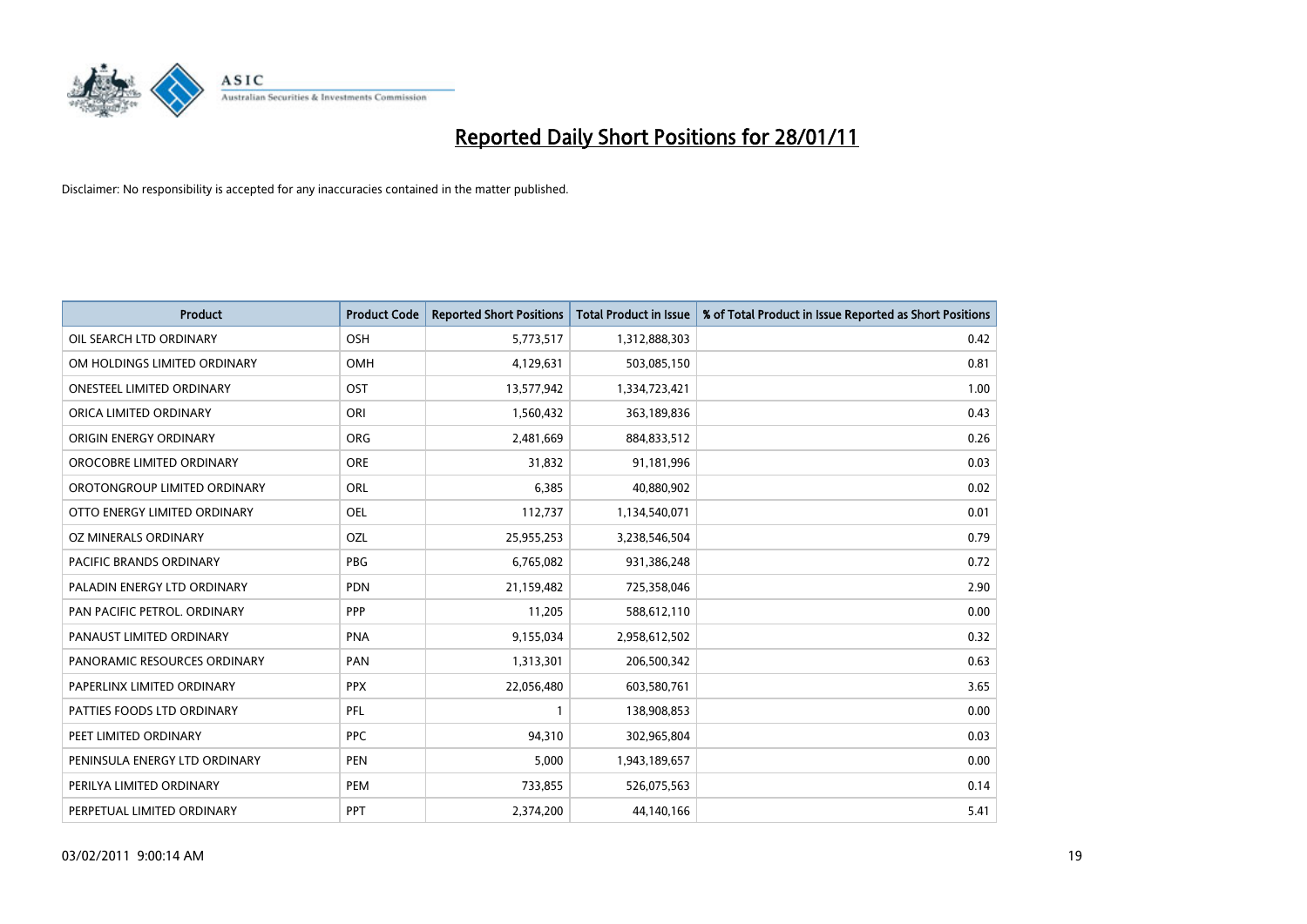# Reported Daily Short Positions for 28/01/11

Disclaimer: No responsibility is accepted for any inaccuracies contained in the matter published.

| Product | Product Code | Reported Short Positions | Total Product in Issue | % of Total Product in Issue Reported as Short Positions |
|---|---|---|---|---|
| OIL SEARCH LTD ORDINARY | OSH | 5,773,517 | 1,312,888,303 | 0.42 |
| OM HOLDINGS LIMITED ORDINARY | OMH | 4,129,631 | 503,085,150 | 0.81 |
| ONESTEEL LIMITED ORDINARY | OST | 13,577,942 | 1,334,723,421 | 1.00 |
| ORICA LIMITED ORDINARY | ORI | 1,560,432 | 363,189,836 | 0.43 |
| ORIGIN ENERGY ORDINARY | ORG | 2,481,669 | 884,833,512 | 0.26 |
| OROCOBRE LIMITED ORDINARY | ORE | 31,832 | 91,181,996 | 0.03 |
| OROTONGROUP LIMITED ORDINARY | ORL | 6,385 | 40,880,902 | 0.02 |
| OTTO ENERGY LIMITED ORDINARY | OEL | 112,737 | 1,134,540,071 | 0.01 |
| OZ MINERALS ORDINARY | OZL | 25,955,253 | 3,238,546,504 | 0.79 |
| PACIFIC BRANDS ORDINARY | PBG | 6,765,082 | 931,386,248 | 0.72 |
| PALADIN ENERGY LTD ORDINARY | PDN | 21,159,482 | 725,358,046 | 2.90 |
| PAN PACIFIC PETROL. ORDINARY | PPP | 11,205 | 588,612,110 | 0.00 |
| PANAUST LIMITED ORDINARY | PNA | 9,155,034 | 2,958,612,502 | 0.32 |
| PANORAMIC RESOURCES ORDINARY | PAN | 1,313,301 | 206,500,342 | 0.63 |
| PAPERLINX LIMITED ORDINARY | PPX | 22,056,480 | 603,580,761 | 3.65 |
| PATTIES FOODS LTD ORDINARY | PFL | 1 | 138,908,853 | 0.00 |
| PEET LIMITED ORDINARY | PPC | 94,310 | 302,965,804 | 0.03 |
| PENINSULA ENERGY LTD ORDINARY | PEN | 5,000 | 1,943,189,657 | 0.00 |
| PERILYA LIMITED ORDINARY | PEM | 733,855 | 526,075,563 | 0.14 |
| PERPETUAL LIMITED ORDINARY | PPT | 2,374,200 | 44,140,166 | 5.41 |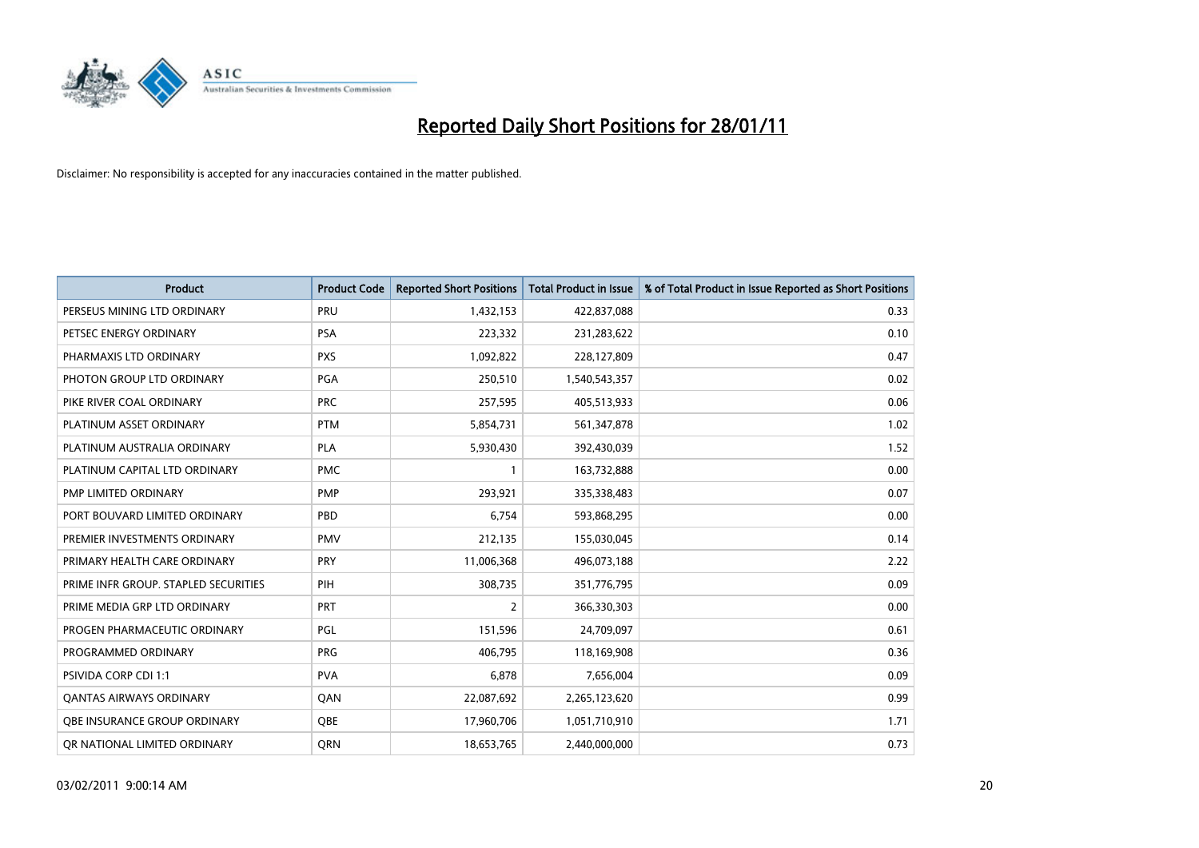# Reported Daily Short Positions for 28/01/11

Disclaimer: No responsibility is accepted for any inaccuracies contained in the matter published.

| Product | Product Code | Reported Short Positions | Total Product in Issue | % of Total Product in Issue Reported as Short Positions |
|---|---|---|---|---|
| PERSEUS MINING LTD ORDINARY | PRU | 1,432,153 | 422,837,088 | 0.33 |
| PETSEC ENERGY ORDINARY | PSA | 223,332 | 231,283,622 | 0.10 |
| PHARMAXIS LTD ORDINARY | PXS | 1,092,822 | 228,127,809 | 0.47 |
| PHOTON GROUP LTD ORDINARY | PGA | 250,510 | 1,540,543,357 | 0.02 |
| PIKE RIVER COAL ORDINARY | PRC | 257,595 | 405,513,933 | 0.06 |
| PLATINUM ASSET ORDINARY | PTM | 5,854,731 | 561,347,878 | 1.02 |
| PLATINUM AUSTRALIA ORDINARY | PLA | 5,930,430 | 392,430,039 | 1.52 |
| PLATINUM CAPITAL LTD ORDINARY | PMC | 1 | 163,732,888 | 0.00 |
| PMP LIMITED ORDINARY | PMP | 293,921 | 335,338,483 | 0.07 |
| PORT BOUVARD LIMITED ORDINARY | PBD | 6,754 | 593,868,295 | 0.00 |
| PREMIER INVESTMENTS ORDINARY | PMV | 212,135 | 155,030,045 | 0.14 |
| PRIMARY HEALTH CARE ORDINARY | PRY | 11,006,368 | 496,073,188 | 2.22 |
| PRIME INFR GROUP. STAPLED SECURITIES | PIH | 308,735 | 351,776,795 | 0.09 |
| PRIME MEDIA GRP LTD ORDINARY | PRT | 2 | 366,330,303 | 0.00 |
| PROGEN PHARMACEUTIC ORDINARY | PGL | 151,596 | 24,709,097 | 0.61 |
| PROGRAMMED ORDINARY | PRG | 406,795 | 118,169,908 | 0.36 |
| PSIVIDA CORP CDI 1:1 | PVA | 6,878 | 7,656,004 | 0.09 |
| QANTAS AIRWAYS ORDINARY | QAN | 22,087,692 | 2,265,123,620 | 0.99 |
| QBE INSURANCE GROUP ORDINARY | QBE | 17,960,706 | 1,051,710,910 | 1.71 |
| QR NATIONAL LIMITED ORDINARY | QRN | 18,653,765 | 2,440,000,000 | 0.73 |

03/02/2011 9:00:14 AM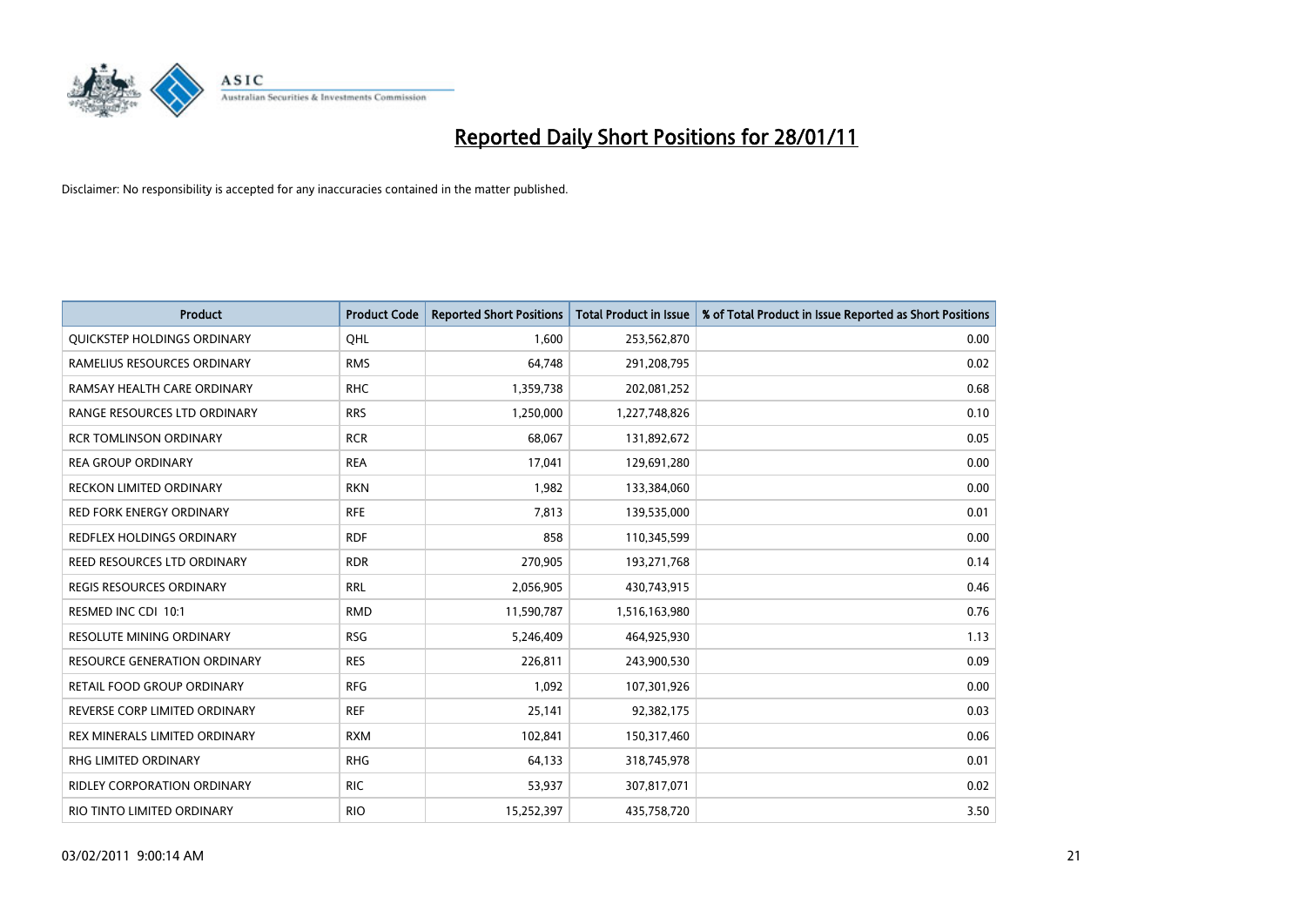# Reported Daily Short Positions for 28/01/11

Disclaimer: No responsibility is accepted for any inaccuracies contained in the matter published.

| Product | Product Code | Reported Short Positions | Total Product in Issue | % of Total Product in Issue Reported as Short Positions |
|---|---|---|---|---|
| QUICKSTEP HOLDINGS ORDINARY | QHL | 1,600 | 253,562,870 | 0.00 |
| RAMELIUS RESOURCES ORDINARY | RMS | 64,748 | 291,208,795 | 0.02 |
| RAMSAY HEALTH CARE ORDINARY | RHC | 1,359,738 | 202,081,252 | 0.68 |
| RANGE RESOURCES LTD ORDINARY | RRS | 1,250,000 | 1,227,748,826 | 0.10 |
| RCR TOMLINSON ORDINARY | RCR | 68,067 | 131,892,672 | 0.05 |
| REA GROUP ORDINARY | REA | 17,041 | 129,691,280 | 0.00 |
| RECKON LIMITED ORDINARY | RKN | 1,982 | 133,384,060 | 0.00 |
| RED FORK ENERGY ORDINARY | RFE | 7,813 | 139,535,000 | 0.01 |
| REDFLEX HOLDINGS ORDINARY | RDF | 858 | 110,345,599 | 0.00 |
| REED RESOURCES LTD ORDINARY | RDR | 270,905 | 193,271,768 | 0.14 |
| REGIS RESOURCES ORDINARY | RRL | 2,056,905 | 430,743,915 | 0.46 |
| RESMED INC CDI 10:1 | RMD | 11,590,787 | 1,516,163,980 | 0.76 |
| RESOLUTE MINING ORDINARY | RSG | 5,246,409 | 464,925,930 | 1.13 |
| RESOURCE GENERATION ORDINARY | RES | 226,811 | 243,900,530 | 0.09 |
| RETAIL FOOD GROUP ORDINARY | RFG | 1,092 | 107,301,926 | 0.00 |
| REVERSE CORP LIMITED ORDINARY | REF | 25,141 | 92,382,175 | 0.03 |
| REX MINERALS LIMITED ORDINARY | RXM | 102,841 | 150,317,460 | 0.06 |
| RHG LIMITED ORDINARY | RHG | 64,133 | 318,745,978 | 0.01 |
| RIDLEY CORPORATION ORDINARY | RIC | 53,937 | 307,817,071 | 0.02 |
| RIO TINTO LIMITED ORDINARY | RIO | 15,252,397 | 435,758,720 | 3.50 |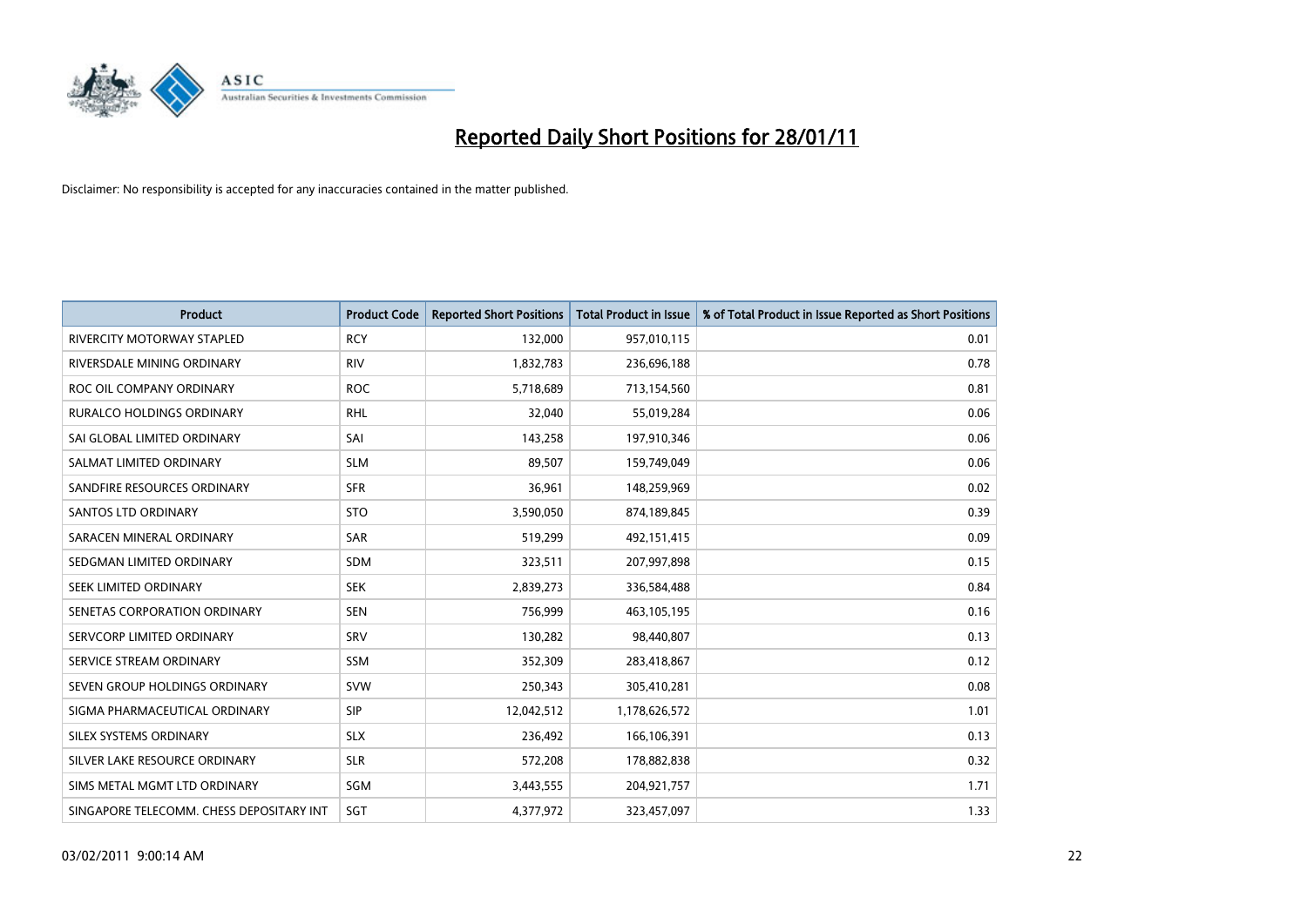# Reported Daily Short Positions for 28/01/11

Disclaimer: No responsibility is accepted for any inaccuracies contained in the matter published.

| Product | Product Code | Reported Short Positions | Total Product in Issue | % of Total Product in Issue Reported as Short Positions |
|---|---|---|---|---|
| RIVERCITY MOTORWAY STAPLED | RCY | 132,000 | 957,010,115 | 0.01 |
| RIVERSDALE MINING ORDINARY | RIV | 1,832,783 | 236,696,188 | 0.78 |
| ROC OIL COMPANY ORDINARY | ROC | 5,718,689 | 713,154,560 | 0.81 |
| RURALCO HOLDINGS ORDINARY | RHL | 32,040 | 55,019,284 | 0.06 |
| SAI GLOBAL LIMITED ORDINARY | SAI | 143,258 | 197,910,346 | 0.06 |
| SALMAT LIMITED ORDINARY | SLM | 89,507 | 159,749,049 | 0.06 |
| SANDFIRE RESOURCES ORDINARY | SFR | 36,961 | 148,259,969 | 0.02 |
| SANTOS LTD ORDINARY | STO | 3,590,050 | 874,189,845 | 0.39 |
| SARACEN MINERAL ORDINARY | SAR | 519,299 | 492,151,415 | 0.09 |
| SEDGMAN LIMITED ORDINARY | SDM | 323,511 | 207,997,898 | 0.15 |
| SEEK LIMITED ORDINARY | SEK | 2,839,273 | 336,584,488 | 0.84 |
| SENETAS CORPORATION ORDINARY | SEN | 756,999 | 463,105,195 | 0.16 |
| SERVCORP LIMITED ORDINARY | SRV | 130,282 | 98,440,807 | 0.13 |
| SERVICE STREAM ORDINARY | SSM | 352,309 | 283,418,867 | 0.12 |
| SEVEN GROUP HOLDINGS ORDINARY | SVW | 250,343 | 305,410,281 | 0.08 |
| SIGMA PHARMACEUTICAL ORDINARY | SIP | 12,042,512 | 1,178,626,572 | 1.01 |
| SILEX SYSTEMS ORDINARY | SLX | 236,492 | 166,106,391 | 0.13 |
| SILVER LAKE RESOURCE ORDINARY | SLR | 572,208 | 178,882,838 | 0.32 |
| SIMS METAL MGMT LTD ORDINARY | SGM | 3,443,555 | 204,921,757 | 1.71 |
| SINGAPORE TELECOMM. CHESS DEPOSITARY INT | SGT | 4,377,972 | 323,457,097 | 1.33 |

03/02/2011 9:00:14 AM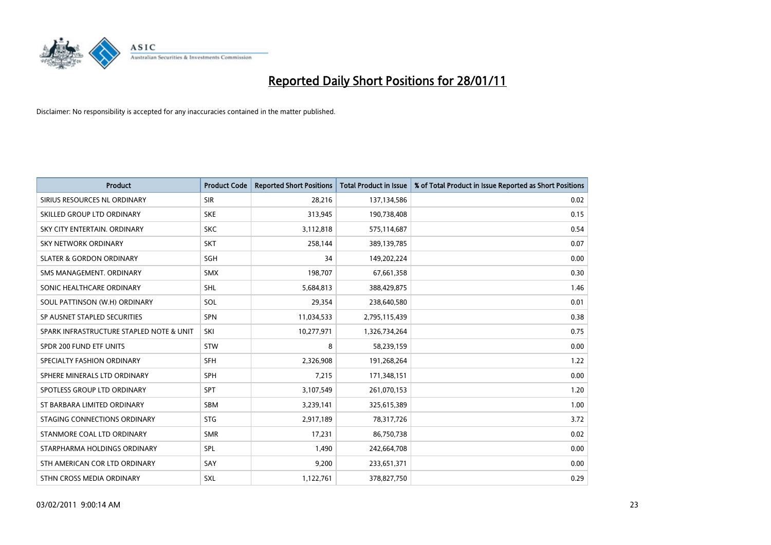# Reported Daily Short Positions for 28/01/11

Disclaimer: No responsibility is accepted for any inaccuracies contained in the matter published.

| Product | Product Code | Reported Short Positions | Total Product in Issue | % of Total Product in Issue Reported as Short Positions |
|---|---|---|---|---|
| SIRIUS RESOURCES NL ORDINARY | SIR | 28,216 | 137,134,586 | 0.02 |
| SKILLED GROUP LTD ORDINARY | SKE | 313,945 | 190,738,408 | 0.15 |
| SKY CITY ENTERTAIN. ORDINARY | SKC | 3,112,818 | 575,114,687 | 0.54 |
| SKY NETWORK ORDINARY | SKT | 258,144 | 389,139,785 | 0.07 |
| SLATER & GORDON ORDINARY | SGH | 34 | 149,202,224 | 0.00 |
| SMS MANAGEMENT. ORDINARY | SMX | 198,707 | 67,661,358 | 0.30 |
| SONIC HEALTHCARE ORDINARY | SHL | 5,684,813 | 388,429,875 | 1.46 |
| SOUL PATTINSON (W.H) ORDINARY | SOL | 29,354 | 238,640,580 | 0.01 |
| SP AUSNET STAPLED SECURITIES | SPN | 11,034,533 | 2,795,115,439 | 0.38 |
| SPARK INFRASTRUCTURE STAPLED NOTE & UNIT | SKI | 10,277,971 | 1,326,734,264 | 0.75 |
| SPDR 200 FUND ETF UNITS | STW | 8 | 58,239,159 | 0.00 |
| SPECIALTY FASHION ORDINARY | SFH | 2,326,908 | 191,268,264 | 1.22 |
| SPHERE MINERALS LTD ORDINARY | SPH | 7,215 | 171,348,151 | 0.00 |
| SPOTLESS GROUP LTD ORDINARY | SPT | 3,107,549 | 261,070,153 | 1.20 |
| ST BARBARA LIMITED ORDINARY | SBM | 3,239,141 | 325,615,389 | 1.00 |
| STAGING CONNECTIONS ORDINARY | STG | 2,917,189 | 78,317,726 | 3.72 |
| STANMORE COAL LTD ORDINARY | SMR | 17,231 | 86,750,738 | 0.02 |
| STARPHARMA HOLDINGS ORDINARY | SPL | 1,490 | 242,664,708 | 0.00 |
| STH AMERICAN COR LTD ORDINARY | SAY | 9,200 | 233,651,371 | 0.00 |
| STHN CROSS MEDIA ORDINARY | SXL | 1,122,761 | 378,827,750 | 0.29 |

03/02/2011 9:00:14 AM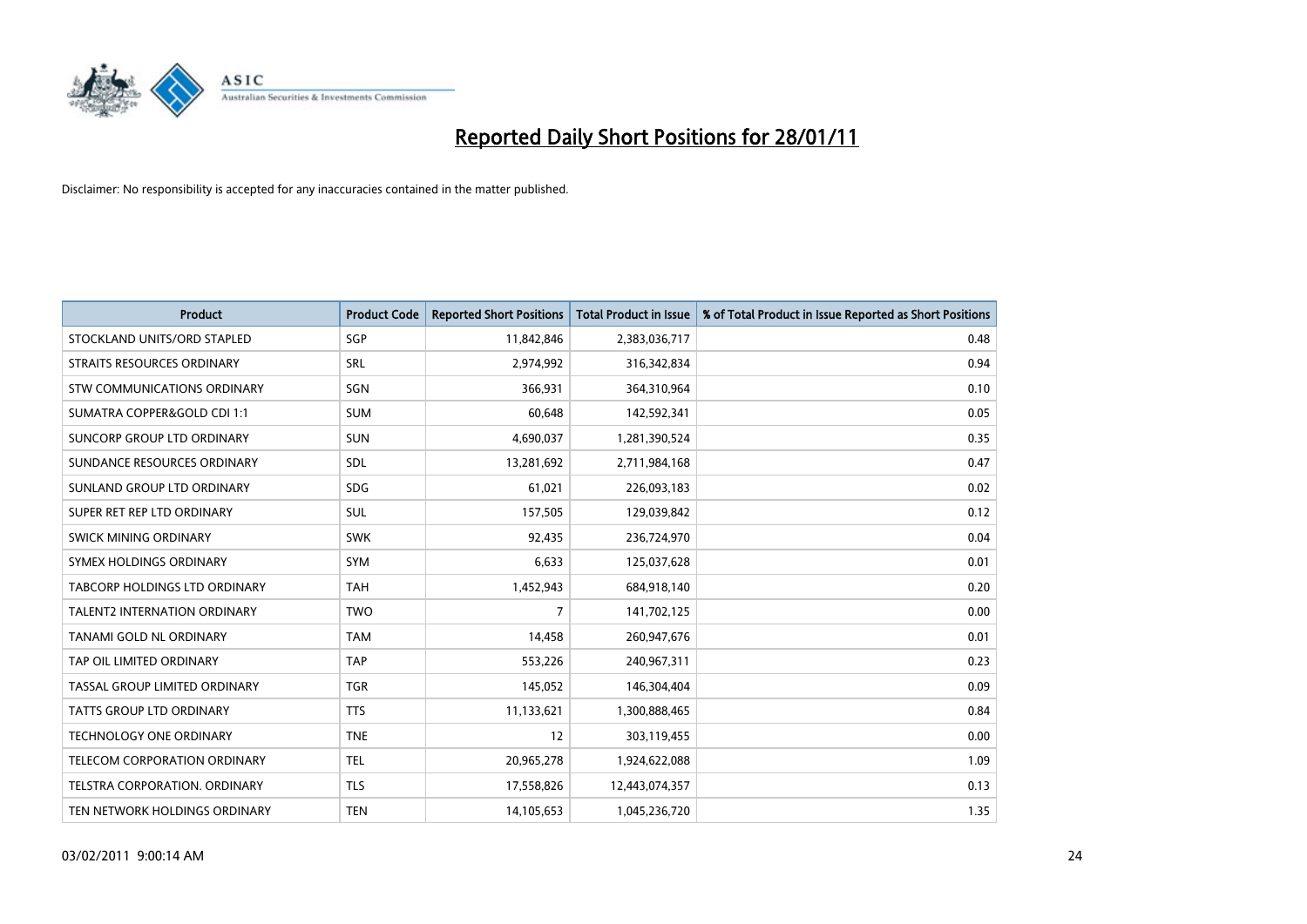# Reported Daily Short Positions for 28/01/11

Disclaimer: No responsibility is accepted for any inaccuracies contained in the matter published.

| Product | Product Code | Reported Short Positions | Total Product in Issue | % of Total Product in Issue Reported as Short Positions |
|---|---|---|---|---|
| STOCKLAND UNITS/ORD STAPLED | SGP | 11,842,846 | 2,383,036,717 | 0.48 |
| STRAITS RESOURCES ORDINARY | SRL | 2,974,992 | 316,342,834 | 0.94 |
| STW COMMUNICATIONS ORDINARY | SGN | 366,931 | 364,310,964 | 0.10 |
| SUMATRA COPPER&GOLD CDI 1:1 | SUM | 60,648 | 142,592,341 | 0.05 |
| SUNCORP GROUP LTD ORDINARY | SUN | 4,690,037 | 1,281,390,524 | 0.35 |
| SUNDANCE RESOURCES ORDINARY | SDL | 13,281,692 | 2,711,984,168 | 0.47 |
| SUNLAND GROUP LTD ORDINARY | SDG | 61,021 | 226,093,183 | 0.02 |
| SUPER RET REP LTD ORDINARY | SUL | 157,505 | 129,039,842 | 0.12 |
| SWICK MINING ORDINARY | SWK | 92,435 | 236,724,970 | 0.04 |
| SYMEX HOLDINGS ORDINARY | SYM | 6,633 | 125,037,628 | 0.01 |
| TABCORP HOLDINGS LTD ORDINARY | TAH | 1,452,943 | 684,918,140 | 0.20 |
| TALENT2 INTERNATION ORDINARY | TWO | 7 | 141,702,125 | 0.00 |
| TANAMI GOLD NL ORDINARY | TAM | 14,458 | 260,947,676 | 0.01 |
| TAP OIL LIMITED ORDINARY | TAP | 553,226 | 240,967,311 | 0.23 |
| TASSAL GROUP LIMITED ORDINARY | TGR | 145,052 | 146,304,404 | 0.09 |
| TATTS GROUP LTD ORDINARY | TTS | 11,133,621 | 1,300,888,465 | 0.84 |
| TECHNOLOGY ONE ORDINARY | TNE | 12 | 303,119,455 | 0.00 |
| TELECOM CORPORATION ORDINARY | TEL | 20,965,278 | 1,924,622,088 | 1.09 |
| TELSTRA CORPORATION. ORDINARY | TLS | 17,558,826 | 12,443,074,357 | 0.13 |
| TEN NETWORK HOLDINGS ORDINARY | TEN | 14,105,653 | 1,045,236,720 | 1.35 |

03/02/2011 9:00:14 AM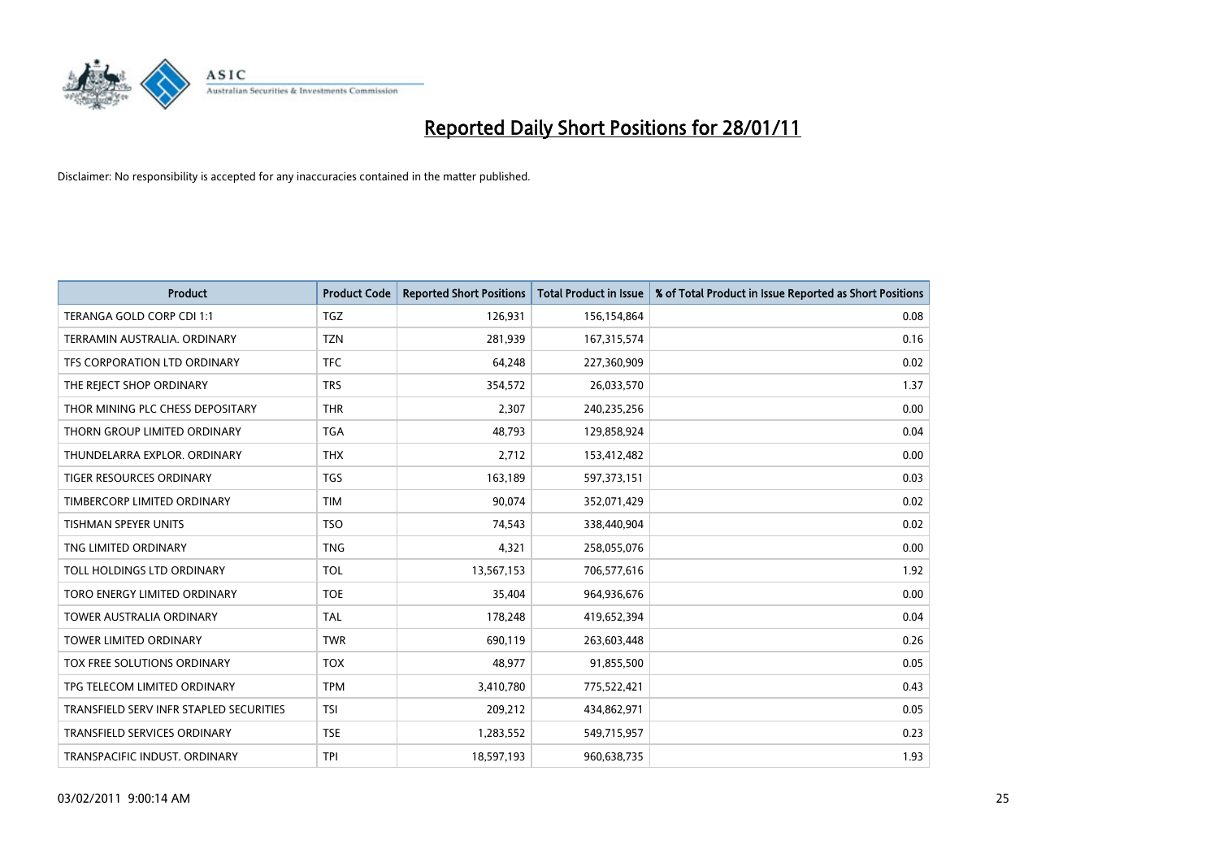# Reported Daily Short Positions for 28/01/11

Disclaimer: No responsibility is accepted for any inaccuracies contained in the matter published.

| Product | Product Code | Reported Short Positions | Total Product in Issue | % of Total Product in Issue Reported as Short Positions |
|---|---|---|---|---|
| TERANGA GOLD CORP CDI 1:1 | TGZ | 126,931 | 156,154,864 | 0.08 |
| TERRAMIN AUSTRALIA. ORDINARY | TZN | 281,939 | 167,315,574 | 0.16 |
| TFS CORPORATION LTD ORDINARY | TFC | 64,248 | 227,360,909 | 0.02 |
| THE REJECT SHOP ORDINARY | TRS | 354,572 | 26,033,570 | 1.37 |
| THOR MINING PLC CHESS DEPOSITARY | THR | 2,307 | 240,235,256 | 0.00 |
| THORN GROUP LIMITED ORDINARY | TGA | 48,793 | 129,858,924 | 0.04 |
| THUNDELARRA EXPLOR. ORDINARY | THX | 2,712 | 153,412,482 | 0.00 |
| TIGER RESOURCES ORDINARY | TGS | 163,189 | 597,373,151 | 0.03 |
| TIMBERCORP LIMITED ORDINARY | TIM | 90,074 | 352,071,429 | 0.02 |
| TISHMAN SPEYER UNITS | TSO | 74,543 | 338,440,904 | 0.02 |
| TNG LIMITED ORDINARY | TNG | 4,321 | 258,055,076 | 0.00 |
| TOLL HOLDINGS LTD ORDINARY | TOL | 13,567,153 | 706,577,616 | 1.92 |
| TORO ENERGY LIMITED ORDINARY | TOE | 35,404 | 964,936,676 | 0.00 |
| TOWER AUSTRALIA ORDINARY | TAL | 178,248 | 419,652,394 | 0.04 |
| TOWER LIMITED ORDINARY | TWR | 690,119 | 263,603,448 | 0.26 |
| TOX FREE SOLUTIONS ORDINARY | TOX | 48,977 | 91,855,500 | 0.05 |
| TPG TELECOM LIMITED ORDINARY | TPM | 3,410,780 | 775,522,421 | 0.43 |
| TRANSFIELD SERV INFR STAPLED SECURITIES | TSI | 209,212 | 434,862,971 | 0.05 |
| TRANSFIELD SERVICES ORDINARY | TSE | 1,283,552 | 549,715,957 | 0.23 |
| TRANSPACIFIC INDUST. ORDINARY | TPI | 18,597,193 | 960,638,735 | 1.93 |

03/02/2011 9:00:14 AM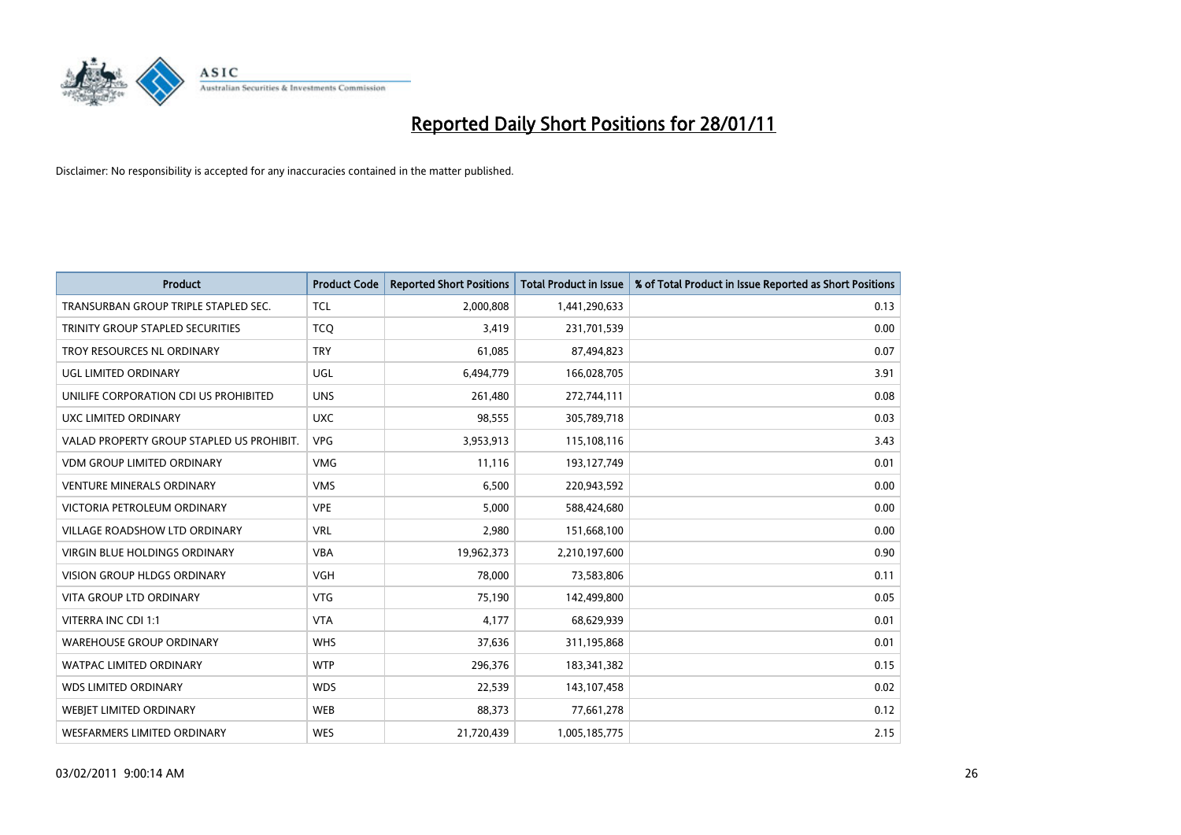# Reported Daily Short Positions for 28/01/11

Disclaimer: No responsibility is accepted for any inaccuracies contained in the matter published.

| Product | Product Code | Reported Short Positions | Total Product in Issue | % of Total Product in Issue Reported as Short Positions |
|---|---|---|---|---|
| TRANSURBAN GROUP TRIPLE STAPLED SEC. | TCL | 2,000,808 | 1,441,290,633 | 0.13 |
| TRINITY GROUP STAPLED SECURITIES | TCQ | 3,419 | 231,701,539 | 0.00 |
| TROY RESOURCES NL ORDINARY | TRY | 61,085 | 87,494,823 | 0.07 |
| UGL LIMITED ORDINARY | UGL | 6,494,779 | 166,028,705 | 3.91 |
| UNILIFE CORPORATION CDI US PROHIBITED | UNS | 261,480 | 272,744,111 | 0.08 |
| UXC LIMITED ORDINARY | UXC | 98,555 | 305,789,718 | 0.03 |
| VALAD PROPERTY GROUP STAPLED US PROHIBIT. | VPG | 3,953,913 | 115,108,116 | 3.43 |
| VDM GROUP LIMITED ORDINARY | VMG | 11,116 | 193,127,749 | 0.01 |
| VENTURE MINERALS ORDINARY | VMS | 6,500 | 220,943,592 | 0.00 |
| VICTORIA PETROLEUM ORDINARY | VPE | 5,000 | 588,424,680 | 0.00 |
| VILLAGE ROADSHOW LTD ORDINARY | VRL | 2,980 | 151,668,100 | 0.00 |
| VIRGIN BLUE HOLDINGS ORDINARY | VBA | 19,962,373 | 2,210,197,600 | 0.90 |
| VISION GROUP HLDGS ORDINARY | VGH | 78,000 | 73,583,806 | 0.11 |
| VITA GROUP LTD ORDINARY | VTG | 75,190 | 142,499,800 | 0.05 |
| VITERRA INC CDI 1:1 | VTA | 4,177 | 68,629,939 | 0.01 |
| WAREHOUSE GROUP ORDINARY | WHS | 37,636 | 311,195,868 | 0.01 |
| WATPAC LIMITED ORDINARY | WTP | 296,376 | 183,341,382 | 0.15 |
| WDS LIMITED ORDINARY | WDS | 22,539 | 143,107,458 | 0.02 |
| WEBJET LIMITED ORDINARY | WEB | 88,373 | 77,661,278 | 0.12 |
| WESFARMERS LIMITED ORDINARY | WES | 21,720,439 | 1,005,185,775 | 2.15 |

03/02/2011 9:00:14 AM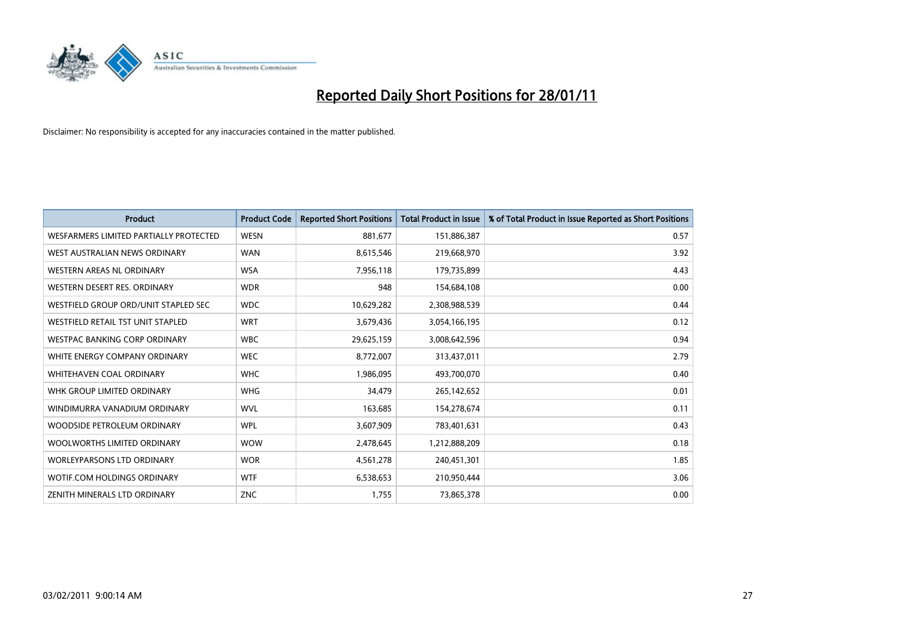# Reported Daily Short Positions for 28/01/11

Disclaimer: No responsibility is accepted for any inaccuracies contained in the matter published.

| Product | Product Code | Reported Short Positions | Total Product in Issue | % of Total Product in Issue Reported as Short Positions |
|---|---|---|---|---|
| WESFARMERS LIMITED PARTIALLY PROTECTED | WESN | 881,677 | 151,886,387 | 0.57 |
| WEST AUSTRALIAN NEWS ORDINARY | WAN | 8,615,546 | 219,668,970 | 3.92 |
| WESTERN AREAS NL ORDINARY | WSA | 7,956,118 | 179,735,899 | 4.43 |
| WESTERN DESERT RES. ORDINARY | WDR | 948 | 154,684,108 | 0.00 |
| WESTFIELD GROUP ORD/UNIT STAPLED SEC | WDC | 10,629,282 | 2,308,988,539 | 0.44 |
| WESTFIELD RETAIL TST UNIT STAPLED | WRT | 3,679,436 | 3,054,166,195 | 0.12 |
| WESTPAC BANKING CORP ORDINARY | WBC | 29,625,159 | 3,008,642,596 | 0.94 |
| WHITE ENERGY COMPANY ORDINARY | WEC | 8,772,007 | 313,437,011 | 2.79 |
| WHITEHAVEN COAL ORDINARY | WHC | 1,986,095 | 493,700,070 | 0.40 |
| WHK GROUP LIMITED ORDINARY | WHG | 34,479 | 265,142,652 | 0.01 |
| WINDIMURRA VANADIUM ORDINARY | WVL | 163,685 | 154,278,674 | 0.11 |
| WOODSIDE PETROLEUM ORDINARY | WPL | 3,607,909 | 783,401,631 | 0.43 |
| WOOLWORTHS LIMITED ORDINARY | WOW | 2,478,645 | 1,212,888,209 | 0.18 |
| WORLEYPARSONS LTD ORDINARY | WOR | 4,561,278 | 240,451,301 | 1.85 |
| WOTIF.COM HOLDINGS ORDINARY | WTF | 6,538,653 | 210,950,444 | 3.06 |
| ZENITH MINERALS LTD ORDINARY | ZNC | 1,755 | 73,865,378 | 0.00 |